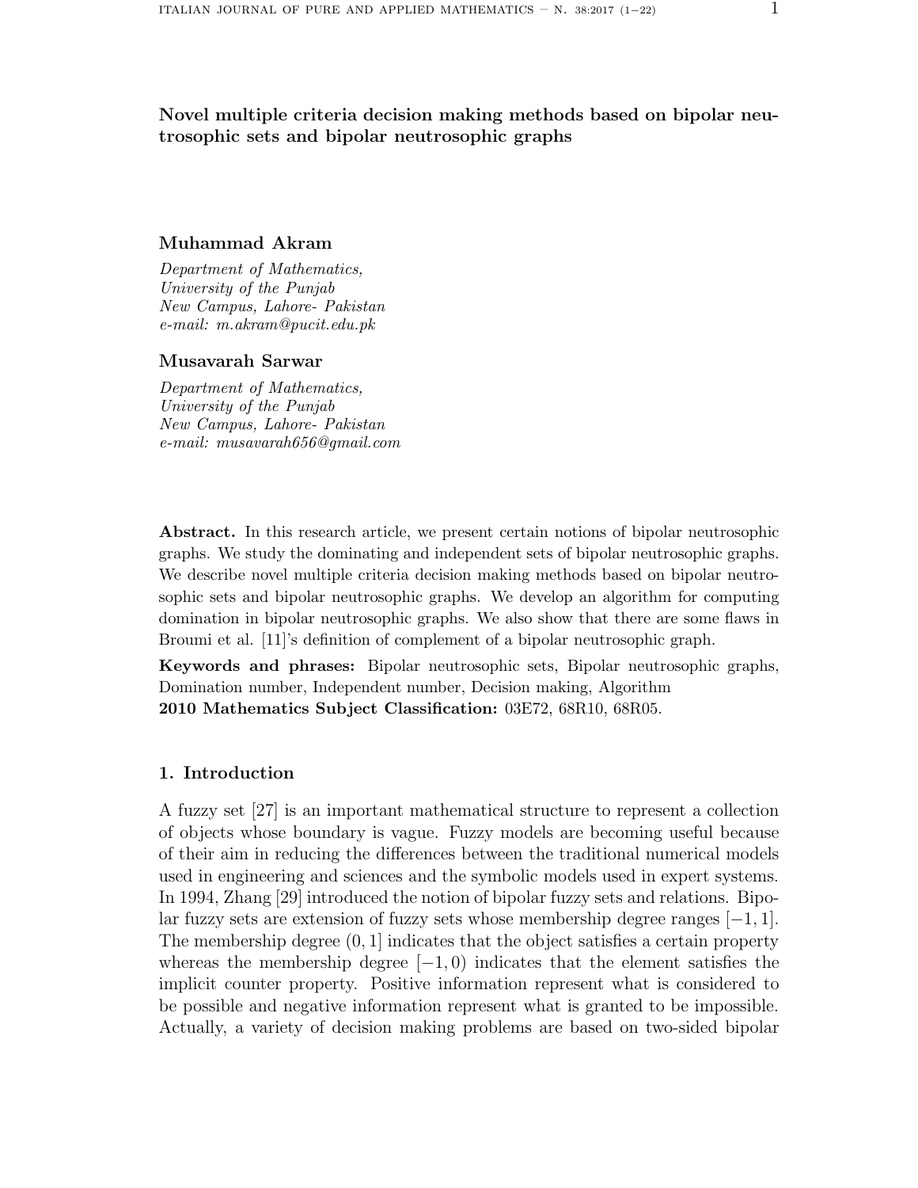# Novel multiple criteria decision making methods based on bipolar neutrosophic sets and bipolar neutrosophic graphs

**Muhammad Akram**

*Department of Mathematics,*
*University of the Punjab*
*New Campus, Lahore- Pakistan*
*e-mail: m.akram@pucit.edu.pk*

**Musavarah Sarwar**

*Department of Mathematics,*
*University of the Punjab*
*New Campus, Lahore- Pakistan*
*e-mail: musavarah656@gmail.com*

**Abstract.** In this research article, we present certain notions of bipolar neutrosophic graphs. We study the dominating and independent sets of bipolar neutrosophic graphs. We describe novel multiple criteria decision making methods based on bipolar neutrosophic sets and bipolar neutrosophic graphs. We develop an algorithm for computing domination in bipolar neutrosophic graphs. We also show that there are some flaws in Broumi et al. [11]'s definition of complement of a bipolar neutrosophic graph.

**Keywords and phrases:** Bipolar neutrosophic sets, Bipolar neutrosophic graphs, Domination number, Independent number, Decision making, Algorithm

**2010 Mathematics Subject Classification:** 03E72, 68R10, 68R05.

## 1. Introduction

A fuzzy set [27] is an important mathematical structure to represent a collection of objects whose boundary is vague. Fuzzy models are becoming useful because of their aim in reducing the differences between the traditional numerical models used in engineering and sciences and the symbolic models used in expert systems. In 1994, Zhang [29] introduced the notion of bipolar fuzzy sets and relations. Bipolar fuzzy sets are extension of fuzzy sets whose membership degree ranges $[-1, 1]$. The membership degree $(0, 1]$ indicates that the object satisfies a certain property whereas the membership degree $[-1, 0)$ indicates that the element satisfies the implicit counter property. Positive information represent what is considered to be possible and negative information represent what is granted to be impossible. Actually, a variety of decision making problems are based on two-sided bipolar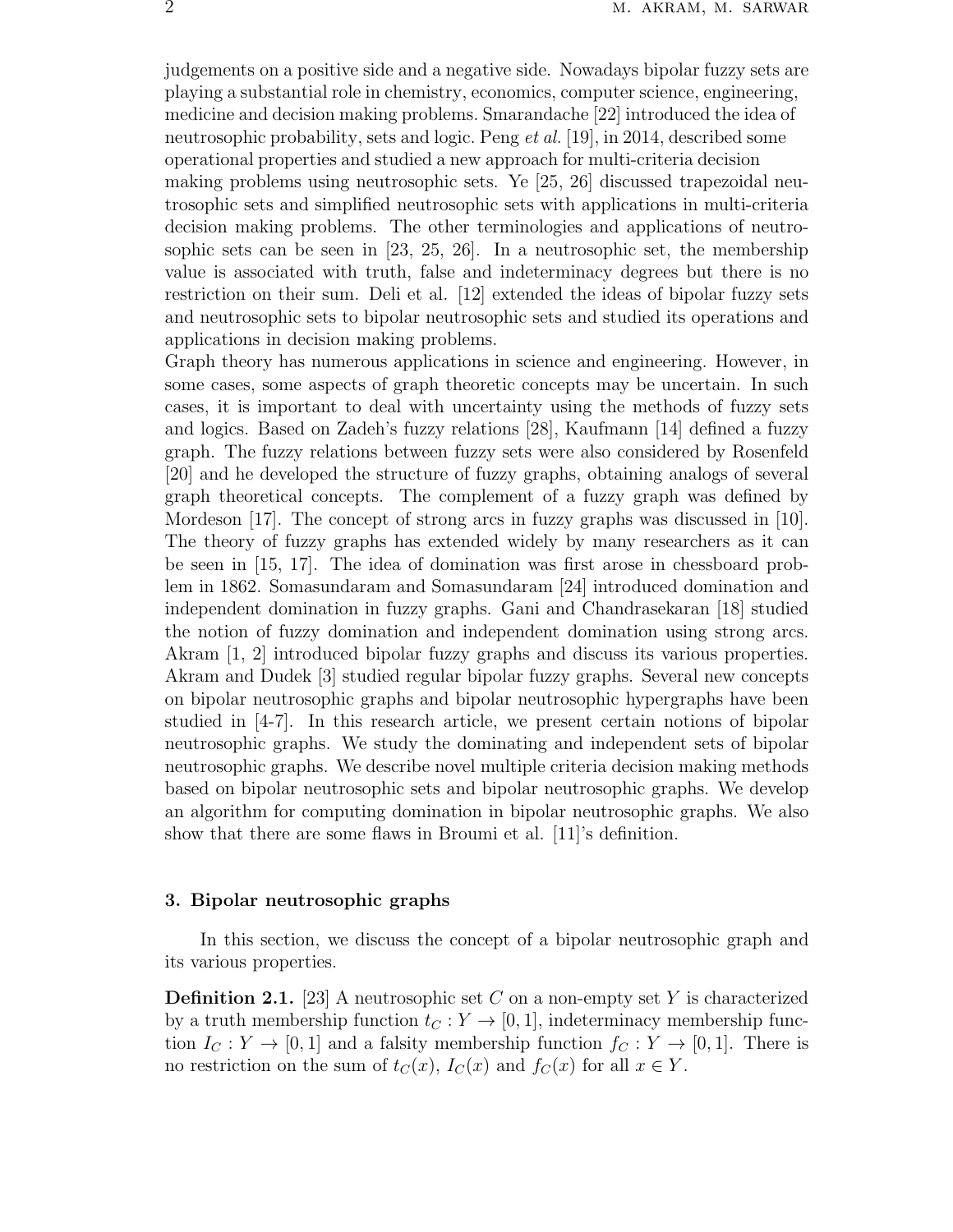judgements on a positive side and a negative side. Nowadays bipolar fuzzy sets are playing a substantial role in chemistry, economics, computer science, engineering, medicine and decision making problems. Smarandache [22] introduced the idea of neutrosophic probability, sets and logic. Peng *et al.* [19], in 2014, described some operational properties and studied a new approach for multi-criteria decision making problems using neutrosophic sets. Ye [25, 26] discussed trapezoidal neutrosophic sets and simplified neutrosophic sets with applications in multi-criteria decision making problems. The other terminologies and applications of neutrosophic sets can be seen in [23, 25, 26]. In a neutrosophic set, the membership value is associated with truth, false and indeterminacy degrees but there is no restriction on their sum. Deli et al. [12] extended the ideas of bipolar fuzzy sets and neutrosophic sets to bipolar neutrosophic sets and studied its operations and applications in decision making problems.

Graph theory has numerous applications in science and engineering. However, in some cases, some aspects of graph theoretic concepts may be uncertain. In such cases, it is important to deal with uncertainty using the methods of fuzzy sets and logics. Based on Zadeh's fuzzy relations [28], Kaufmann [14] defined a fuzzy graph. The fuzzy relations between fuzzy sets were also considered by Rosenfeld [20] and he developed the structure of fuzzy graphs, obtaining analogs of several graph theoretical concepts. The complement of a fuzzy graph was defined by Mordeson [17]. The concept of strong arcs in fuzzy graphs was discussed in [10]. The theory of fuzzy graphs has extended widely by many researchers as it can be seen in [15, 17]. The idea of domination was first arose in chessboard problem in 1862. Somasundaram and Somasundaram [24] introduced domination and independent domination in fuzzy graphs. Gani and Chandrasekaran [18] studied the notion of fuzzy domination and independent domination using strong arcs. Akram [1, 2] introduced bipolar fuzzy graphs and discuss its various properties. Akram and Dudek [3] studied regular bipolar fuzzy graphs. Several new concepts on bipolar neutrosophic graphs and bipolar neutrosophic hypergraphs have been studied in [4-7]. In this research article, we present certain notions of bipolar neutrosophic graphs. We study the dominating and independent sets of bipolar neutrosophic graphs. We describe novel multiple criteria decision making methods based on bipolar neutrosophic sets and bipolar neutrosophic graphs. We develop an algorithm for computing domination in bipolar neutrosophic graphs. We also show that there are some flaws in Broumi et al. [11]'s definition.

## 3. Bipolar neutrosophic graphs

In this section, we discuss the concept of a bipolar neutrosophic graph and its various properties.

**Definition 2.1.** [23] A neutrosophic set $C$ on a non-empty set $Y$ is characterized by a truth membership function $t_C : Y \to [0, 1]$, indeterminacy membership function $I_C : Y \to [0, 1]$ and a falsity membership function $f_C : Y \to [0, 1]$. There is no restriction on the sum of $t_C(x)$, $I_C(x)$ and $f_C(x)$ for all $x \in Y$.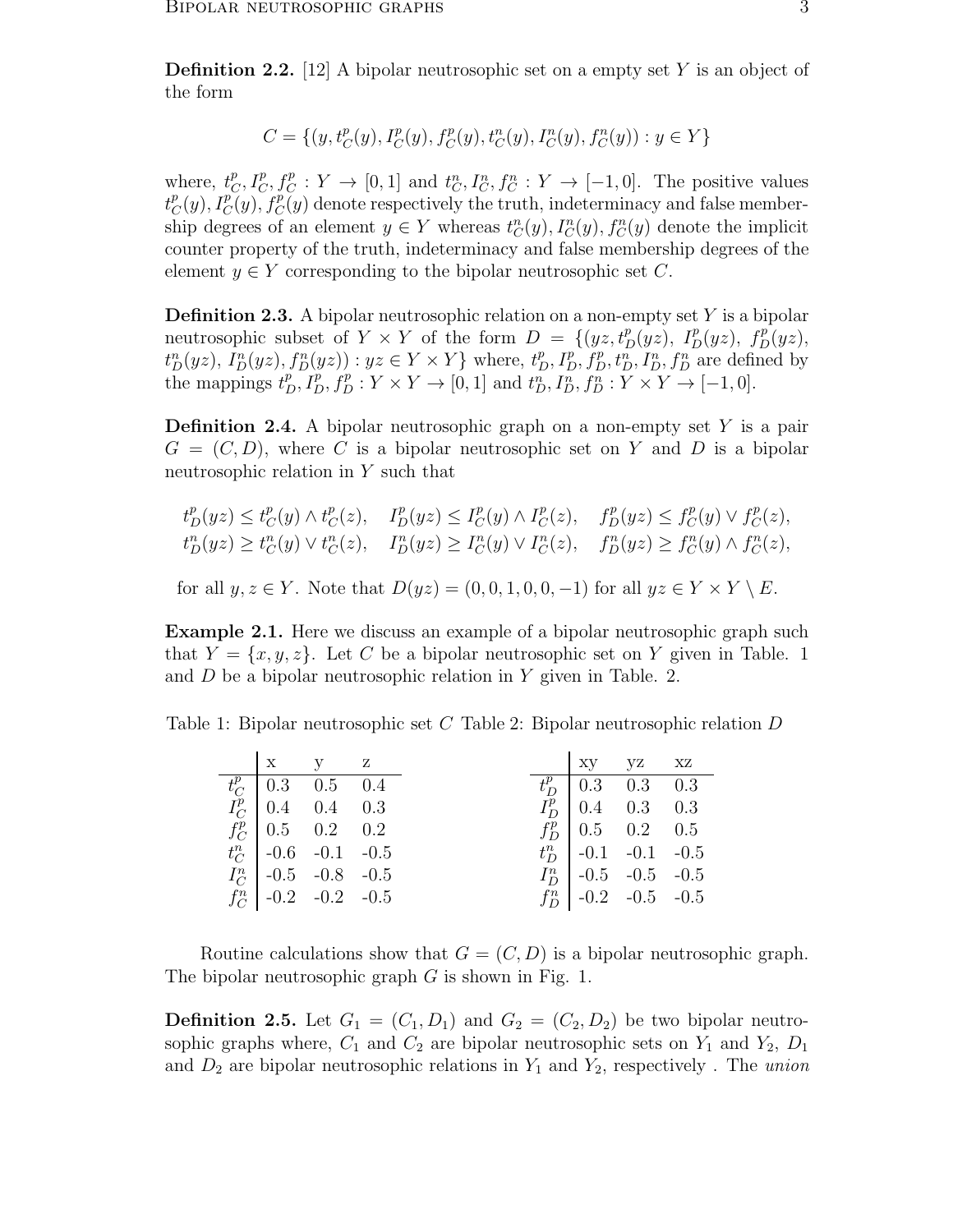**Definition 2.2.** [12] A bipolar neutrosophic set on a empty set $Y$ is an object of the form

$$C = \{(y, t_C^p(y), I_C^p(y), f_C^p(y), t_C^n(y), I_C^n(y), f_C^n(y)) : y \in Y\}$$

where, $t_C^p, I_C^p, f_C^p : Y \to [0,1]$ and $t_C^n, I_C^n, f_C^n : Y \to [-1,0]$. The positive values $t_C^p(y), I_C^p(y), f_C^p(y)$ denote respectively the truth, indeterminacy and false membership degrees of an element $y \in Y$ whereas $t_C^n(y), I_C^n(y), f_C^n(y)$ denote the implicit counter property of the truth, indeterminacy and false membership degrees of the element $y \in Y$ corresponding to the bipolar neutrosophic set $C$.

**Definition 2.3.** A bipolar neutrosophic relation on a non-empty set $Y$ is a bipolar neutrosophic subset of $Y \times Y$ of the form $D = \{(yz, t_D^p(yz),\ I_D^p(yz),\ f_D^p(yz),\ t_D^n(yz),\ I_D^n(yz), f_D^n(yz)) : yz \in Y \times Y\}$ where, $t_D^p, I_D^p, f_D^p, t_D^n, I_D^n, f_D^n$ are defined by the mappings $t_D^p, I_D^p, f_D^p : Y \times Y \to [0,1]$ and $t_D^n, I_D^n, f_D^n : Y \times Y \to [-1,0]$.

**Definition 2.4.** A bipolar neutrosophic graph on a non-empty set $Y$ is a pair $G = (C, D)$, where $C$ is a bipolar neutrosophic set on $Y$ and $D$ is a bipolar neutrosophic relation in $Y$ such that

$$t_D^p(yz) \le t_C^p(y) \wedge t_C^p(z), \quad I_D^p(yz) \le I_C^p(y) \wedge I_C^p(z), \quad f_D^p(yz) \le f_C^p(y) \vee f_C^p(z),$$
$$t_D^n(yz) \ge t_C^n(y) \vee t_C^n(z), \quad I_D^n(yz) \ge I_C^n(y) \vee I_C^n(z), \quad f_D^n(yz) \ge f_C^n(y) \wedge f_C^n(z),$$

for all $y, z \in Y$. Note that $D(yz) = (0, 0, 1, 0, 0, -1)$ for all $yz \in Y \times Y \setminus E$.

**Example 2.1.** Here we discuss an example of a bipolar neutrosophic graph such that $Y = \{x, y, z\}$. Let $C$ be a bipolar neutrosophic set on $Y$ given in Table. 1 and $D$ be a bipolar neutrosophic relation in $Y$ given in Table. 2.

Table 1: Bipolar neutrosophic set $C$

| | x | y | z |
|---|---|---|---|
| $t_C^p$ | 0.3 | 0.5 | 0.4 |
| $I_C^p$ | 0.4 | 0.4 | 0.3 |
| $f_C^p$ | 0.5 | 0.2 | 0.2 |
| $t_C^n$ | -0.6 | -0.1 | -0.5 |
| $I_C^n$ | -0.5 | -0.8 | -0.5 |
| $f_C^n$ | -0.2 | -0.2 | -0.5 |

Table 2: Bipolar neutrosophic relation $D$

| | xy | yz | xz |
|---|---|---|---|
| $t_D^p$ | 0.3 | 0.3 | 0.3 |
| $I_D^p$ | 0.4 | 0.3 | 0.3 |
| $f_D^p$ | 0.5 | 0.2 | 0.5 |
| $t_D^n$ | -0.1 | -0.1 | -0.5 |
| $I_D^n$ | -0.5 | -0.5 | -0.5 |
| $f_D^n$ | -0.2 | -0.5 | -0.5 |

Routine calculations show that $G = (C, D)$ is a bipolar neutrosophic graph. The bipolar neutrosophic graph $G$ is shown in Fig. 1.

**Definition 2.5.** Let $G_1 = (C_1, D_1)$ and $G_2 = (C_2, D_2)$ be two bipolar neutrosophic graphs where, $C_1$ and $C_2$ are bipolar neutrosophic sets on $Y_1$ and $Y_2$, $D_1$ and $D_2$ are bipolar neutrosophic relations in $Y_1$ and $Y_2$, respectively . The *union*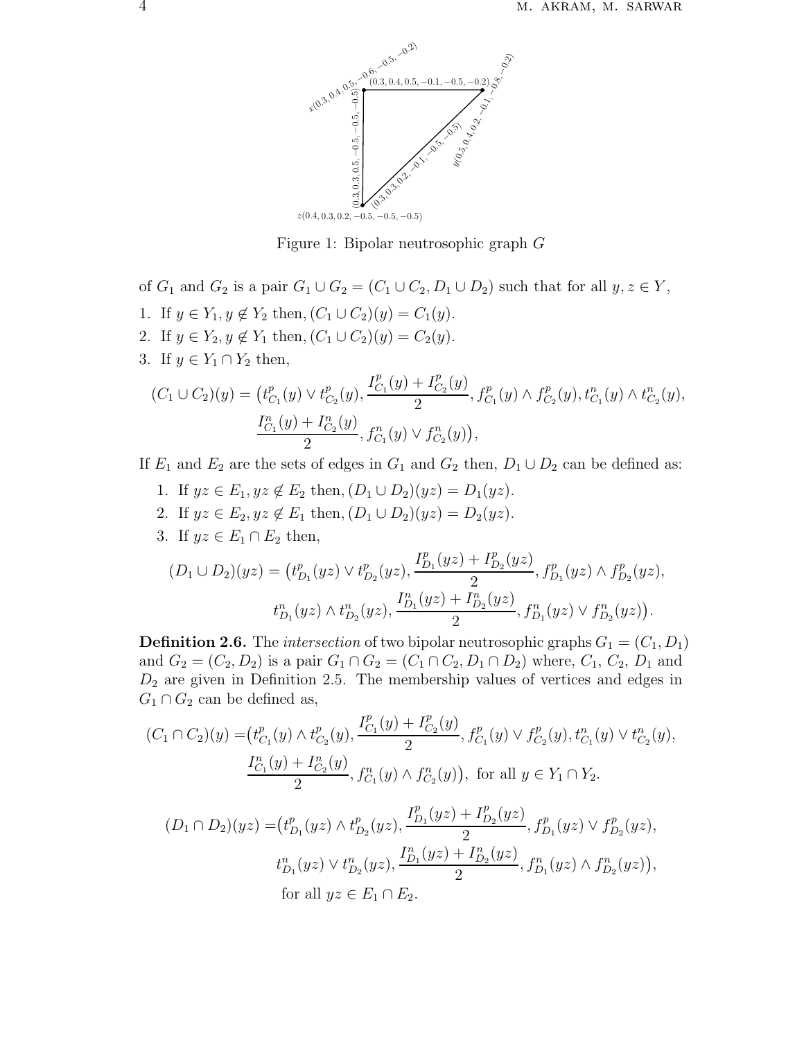Figure 1: Bipolar neutrosophic graph $G$

of $G_1$ and $G_2$ is a pair $G_1 \cup G_2 = (C_1 \cup C_2, D_1 \cup D_2)$ such that for all $y, z \in Y$,

1. If $y \in Y_1, y \notin Y_2$ then, $(C_1 \cup C_2)(y) = C_1(y)$.
2. If $y \in Y_2, y \notin Y_1$ then, $(C_1 \cup C_2)(y) = C_2(y)$.
3. If $y \in Y_1 \cap Y_2$ then,

$$(C_1 \cup C_2)(y) = \big(t^p_{C_1}(y) \vee t^p_{C_2}(y), \frac{I^p_{C_1}(y) + I^p_{C_2}(y)}{2}, f^p_{C_1}(y) \wedge f^p_{C_2}(y), t^n_{C_1}(y) \wedge t^n_{C_2}(y), \frac{I^n_{C_1}(y) + I^n_{C_2}(y)}{2}, f^n_{C_1}(y) \vee f^n_{C_2}(y)\big),$$

If $E_1$ and $E_2$ are the sets of edges in $G_1$ and $G_2$ then, $D_1 \cup D_2$ can be defined as:

1. If $yz \in E_1, yz \notin E_2$ then, $(D_1 \cup D_2)(yz) = D_1(yz)$.
2. If $yz \in E_2, yz \notin E_1$ then, $(D_1 \cup D_2)(yz) = D_2(yz)$.
3. If $yz \in E_1 \cap E_2$ then,

$$(D_1 \cup D_2)(yz) = \big(t^p_{D_1}(yz) \vee t^p_{D_2}(yz), \frac{I^p_{D_1}(yz) + I^p_{D_2}(yz)}{2}, f^p_{D_1}(yz) \wedge f^p_{D_2}(yz), t^n_{D_1}(yz) \wedge t^n_{D_2}(yz), \frac{I^n_{D_1}(yz) + I^n_{D_2}(yz)}{2}, f^n_{D_1}(yz) \vee f^n_{D_2}(yz)\big).$$

**Definition 2.6.** The *intersection* of two bipolar neutrosophic graphs $G_1 = (C_1, D_1)$ and $G_2 = (C_2, D_2)$ is a pair $G_1 \cap G_2 = (C_1 \cap C_2, D_1 \cap D_2)$ where, $C_1$, $C_2$, $D_1$ and $D_2$ are given in Definition 2.5. The membership values of vertices and edges in $G_1 \cap G_2$ can be defined as,

$$(C_1 \cap C_2)(y) = \big(t^p_{C_1}(y) \wedge t^p_{C_2}(y), \frac{I^p_{C_1}(y) + I^p_{C_2}(y)}{2}, f^p_{C_1}(y) \vee f^p_{C_2}(y), t^n_{C_1}(y) \vee t^n_{C_2}(y), \frac{I^n_{C_1}(y) + I^n_{C_2}(y)}{2}, f^n_{C_1}(y) \wedge f^n_{C_2}(y)\big), \text{ for all } y \in Y_1 \cap Y_2.$$

$$(D_1 \cap D_2)(yz) = \big(t^p_{D_1}(yz) \wedge t^p_{D_2}(yz), \frac{I^p_{D_1}(yz) + I^p_{D_2}(yz)}{2}, f^p_{D_1}(yz) \vee f^p_{D_2}(yz), t^n_{D_1}(yz) \vee t^n_{D_2}(yz), \frac{I^n_{D_1}(yz) + I^n_{D_2}(yz)}{2}, f^n_{D_1}(yz) \wedge f^n_{D_2}(yz)\big), \text{ for all } yz \in E_1 \cap E_2.$$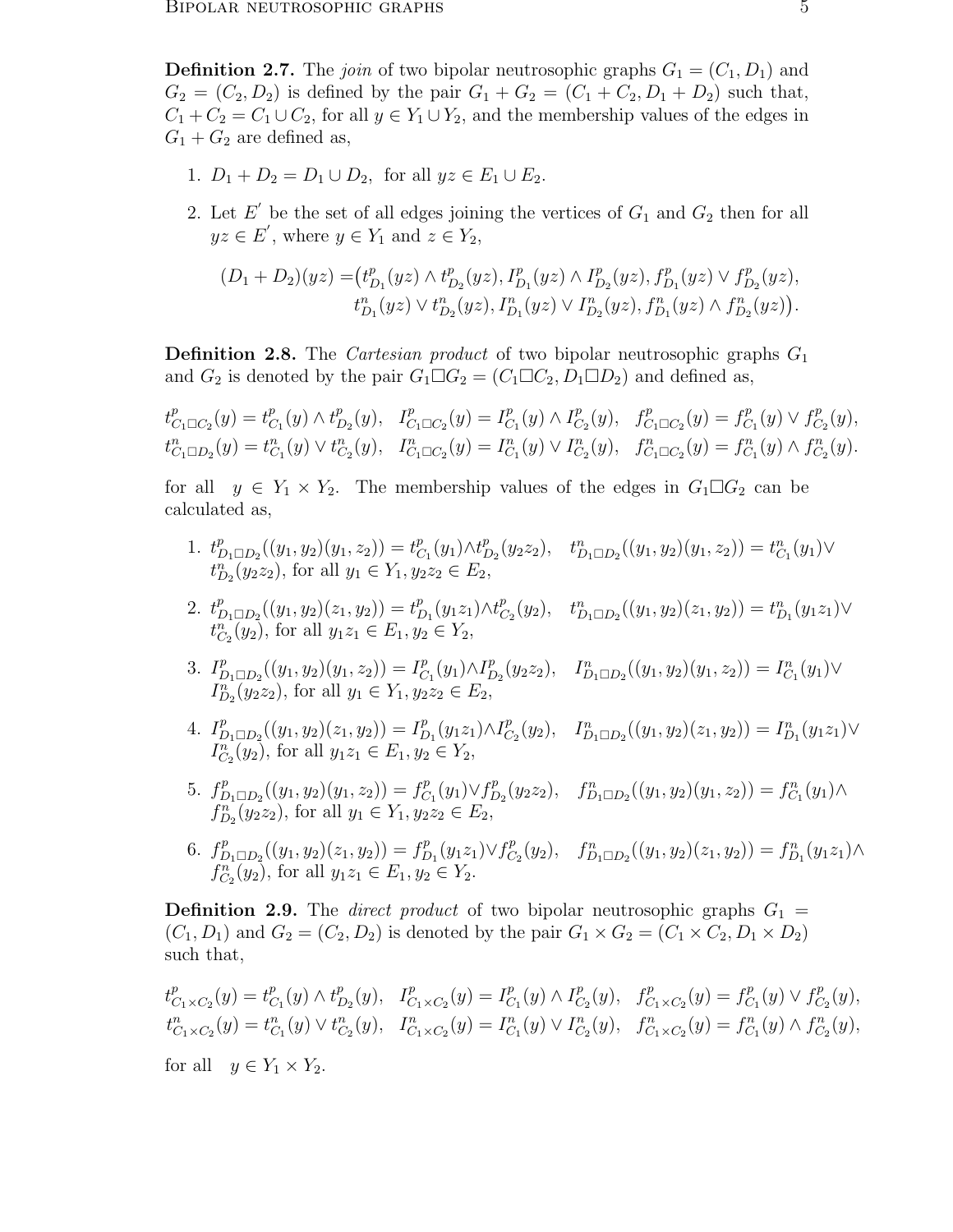**Definition 2.7.** The *join* of two bipolar neutrosophic graphs $G_1 = (C_1, D_1)$ and $G_2 = (C_2, D_2)$ is defined by the pair $G_1 + G_2 = (C_1 + C_2, D_1 + D_2)$ such that, $C_1 + C_2 = C_1 \cup C_2$, for all $y \in Y_1 \cup Y_2$, and the membership values of the edges in $G_1 + G_2$ are defined as,

1. $D_1 + D_2 = D_1 \cup D_2$, for all $yz \in E_1 \cup E_2$.
2. Let $E'$ be the set of all edges joining the vertices of $G_1$ and $G_2$ then for all $yz \in E'$, where $y \in Y_1$ and $z \in Y_2$,

$$
\begin{aligned}
(D_1 + D_2)(yz) =& \big(t^p_{D_1}(yz) \wedge t^p_{D_2}(yz), I^p_{D_1}(yz) \wedge I^p_{D_2}(yz), f^p_{D_1}(yz) \vee f^p_{D_2}(yz), \\
& t^n_{D_1}(yz) \vee t^n_{D_2}(yz), I^n_{D_1}(yz) \vee I^n_{D_2}(yz), f^n_{D_1}(yz) \wedge f^n_{D_2}(yz)\big).
\end{aligned}
$$

**Definition 2.8.** The *Cartesian product* of two bipolar neutrosophic graphs $G_1$ and $G_2$ is denoted by the pair $G_1 \Box G_2 = (C_1 \Box C_2, D_1 \Box D_2)$ and defined as,

$$
\begin{aligned}
&t^p_{C_1 \Box C_2}(y) = t^p_{C_1}(y) \wedge t^p_{D_2}(y), \quad I^p_{C_1 \Box C_2}(y) = I^p_{C_1}(y) \wedge I^p_{C_2}(y), \quad f^p_{C_1 \Box C_2}(y) = f^p_{C_1}(y) \vee f^p_{C_2}(y), \\
&t^n_{C_1 \Box D_2}(y) = t^n_{C_1}(y) \vee t^n_{C_2}(y), \quad I^n_{C_1 \Box C_2}(y) = I^n_{C_1}(y) \vee I^n_{C_2}(y), \quad f^n_{C_1 \Box C_2}(y) = f^n_{C_1}(y) \wedge f^n_{C_2}(y).
\end{aligned}
$$

for all $y \in Y_1 \times Y_2$. The membership values of the edges in $G_1 \Box G_2$ can be calculated as,

1. $t^p_{D_1 \Box D_2}((y_1, y_2)(y_1, z_2)) = t^p_{C_1}(y_1) \wedge t^p_{D_2}(y_2 z_2)$, $t^n_{D_1 \Box D_2}((y_1, y_2)(y_1, z_2)) = t^n_{C_1}(y_1) \vee t^n_{D_2}(y_2 z_2)$, for all $y_1 \in Y_1, y_2 z_2 \in E_2$,
2. $t^p_{D_1 \Box D_2}((y_1, y_2)(z_1, y_2)) = t^p_{D_1}(y_1 z_1) \wedge t^p_{C_2}(y_2)$, $t^n_{D_1 \Box D_2}((y_1, y_2)(z_1, y_2)) = t^n_{D_1}(y_1 z_1) \vee t^n_{C_2}(y_2)$, for all $y_1 z_1 \in E_1, y_2 \in Y_2$,
3. $I^p_{D_1 \Box D_2}((y_1, y_2)(y_1, z_2)) = I^p_{C_1}(y_1) \wedge I^p_{D_2}(y_2 z_2)$, $I^n_{D_1 \Box D_2}((y_1, y_2)(y_1, z_2)) = I^n_{C_1}(y_1) \vee I^n_{D_2}(y_2 z_2)$, for all $y_1 \in Y_1, y_2 z_2 \in E_2$,
4. $I^p_{D_1 \Box D_2}((y_1, y_2)(z_1, y_2)) = I^p_{D_1}(y_1 z_1) \wedge I^p_{C_2}(y_2)$, $I^n_{D_1 \Box D_2}((y_1, y_2)(z_1, y_2)) = I^n_{D_1}(y_1 z_1) \vee I^n_{C_2}(y_2)$, for all $y_1 z_1 \in E_1, y_2 \in Y_2$,
5. $f^p_{D_1 \Box D_2}((y_1, y_2)(y_1, z_2)) = f^p_{C_1}(y_1) \vee f^p_{D_2}(y_2 z_2)$, $f^n_{D_1 \Box D_2}((y_1, y_2)(y_1, z_2)) = f^n_{C_1}(y_1) \wedge f^n_{D_2}(y_2 z_2)$, for all $y_1 \in Y_1, y_2 z_2 \in E_2$,
6. $f^p_{D_1 \Box D_2}((y_1, y_2)(z_1, y_2)) = f^p_{D_1}(y_1 z_1) \vee f^p_{C_2}(y_2)$, $f^n_{D_1 \Box D_2}((y_1, y_2)(z_1, y_2)) = f^n_{D_1}(y_1 z_1) \wedge f^n_{C_2}(y_2)$, for all $y_1 z_1 \in E_1, y_2 \in Y_2$.

**Definition 2.9.** The *direct product* of two bipolar neutrosophic graphs $G_1 = (C_1, D_1)$ and $G_2 = (C_2, D_2)$ is denoted by the pair $G_1 \times G_2 = (C_1 \times C_2, D_1 \times D_2)$ such that,

$$
\begin{aligned}
&t^p_{C_1 \times C_2}(y) = t^p_{C_1}(y) \wedge t^p_{D_2}(y), \quad I^p_{C_1 \times C_2}(y) = I^p_{C_1}(y) \wedge I^p_{C_2}(y), \quad f^p_{C_1 \times C_2}(y) = f^p_{C_1}(y) \vee f^p_{C_2}(y), \\
&t^n_{C_1 \times C_2}(y) = t^n_{C_1}(y) \vee t^n_{C_2}(y), \quad I^n_{C_1 \times C_2}(y) = I^n_{C_1}(y) \vee I^n_{C_2}(y), \quad f^n_{C_1 \times C_2}(y) = f^n_{C_1}(y) \wedge f^n_{C_2}(y),
\end{aligned}
$$

for all $y \in Y_1 \times Y_2$.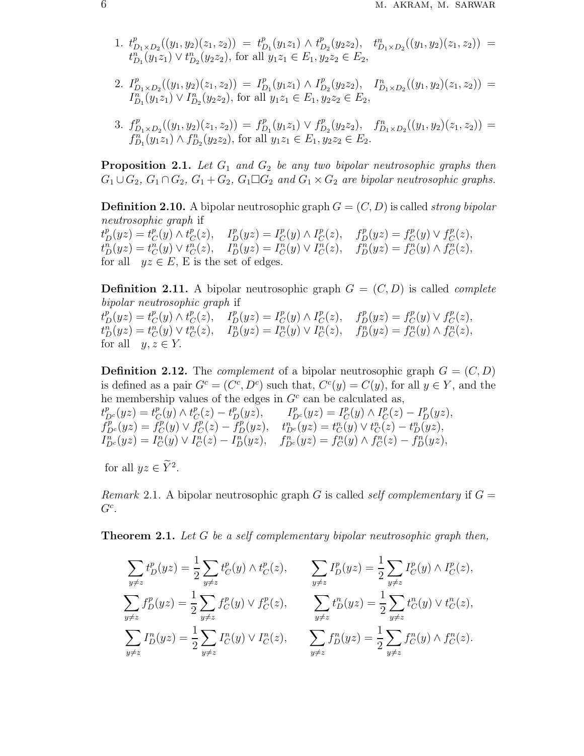1. $t^p_{D_1\times D_2}((y_1,y_2)(z_1,z_2)) = t^p_{D_1}(y_1z_1) \wedge t^p_{D_2}(y_2z_2)$, $t^n_{D_1\times D_2}((y_1,y_2)(z_1,z_2)) = t^n_{D_1}(y_1z_1) \vee t^n_{D_2}(y_2z_2)$, for all $y_1z_1 \in E_1, y_2z_2 \in E_2$,

2. $I^p_{D_1\times D_2}((y_1,y_2)(z_1,z_2)) = I^p_{D_1}(y_1z_1) \wedge I^p_{D_2}(y_2z_2)$, $I^n_{D_1\times D_2}((y_1,y_2)(z_1,z_2)) = I^n_{D_1}(y_1z_1) \vee I^n_{D_2}(y_2z_2)$, for all $y_1z_1 \in E_1, y_2z_2 \in E_2$,

3. $f^p_{D_1\times D_2}((y_1,y_2)(z_1,z_2)) = f^p_{D_1}(y_1z_1) \vee f^p_{D_2}(y_2z_2)$, $f^n_{D_1\times D_2}((y_1,y_2)(z_1,z_2)) = f^n_{D_1}(y_1z_1) \wedge f^n_{D_2}(y_2z_2)$, for all $y_1z_1 \in E_1, y_2z_2 \in E_2$.

**Proposition 2.1.** *Let $G_1$ and $G_2$ be any two bipolar neutrosophic graphs then $G_1 \cup G_2$, $G_1 \cap G_2$, $G_1 + G_2$, $G_1 \square G_2$ and $G_1 \times G_2$ are bipolar neutrosophic graphs.*

**Definition 2.10.** A bipolar neutrosophic graph $G = (C, D)$ is called *strong bipolar neutrosophic graph* if

$t^p_D(yz) = t^p_C(y) \wedge t^p_C(z)$, $I^p_D(yz) = I^p_C(y) \wedge I^p_C(z)$, $f^p_D(yz) = f^p_C(y) \vee f^p_C(z)$,
$t^n_D(yz) = t^n_C(y) \vee t^n_C(z)$, $I^n_D(yz) = I^n_C(y) \vee I^n_C(z)$, $f^n_D(yz) = f^n_C(y) \wedge f^n_C(z)$,
for all $yz \in E$, E is the set of edges.

**Definition 2.11.** A bipolar neutrosophic graph $G = (C, D)$ is called *complete bipolar neutrosophic graph* if

$t^p_D(yz) = t^p_C(y) \wedge t^p_C(z)$, $I^p_D(yz) = I^p_C(y) \wedge I^p_C(z)$, $f^p_D(yz) = f^p_C(y) \vee f^p_C(z)$,
$t^n_D(yz) = t^n_C(y) \vee t^n_C(z)$, $I^n_D(yz) = I^n_C(y) \vee I^n_C(z)$, $f^n_D(yz) = f^n_C(y) \wedge f^n_C(z)$,
for all $y, z \in Y$.

**Definition 2.12.** The *complement* of a bipolar neutrosophic graph $G = (C, D)$ is defined as a pair $G^c = (C^c, D^c)$ such that, $C^c(y) = C(y)$, for all $y \in Y$, and the he membership values of the edges in $G^c$ can be calculated as,

$t^p_{D^c}(yz) = t^p_C(y) \wedge t^p_C(z) - t^p_D(yz)$, $I^p_{D^c}(yz) = I^p_C(y) \wedge I^p_C(z) - I^p_D(yz)$,
$f^p_{D^c}(yz) = f^p_C(y) \vee f^p_C(z) - f^p_D(yz)$, $t^n_{D^c}(yz) = t^n_C(y) \vee t^n_C(z) - t^n_D(yz)$,
$I^n_{D^c}(yz) = I^n_C(y) \vee I^n_C(z) - I^n_D(yz)$, $f^n_{D^c}(yz) = f^n_C(y) \wedge f^n_C(z) - f^n_D(yz)$,

for all $yz \in \widetilde{Y}^2$.

*Remark* 2.1. A bipolar neutrosophic graph $G$ is called *self complementary* if $G = G^c$.

**Theorem 2.1.** *Let $G$ be a self complementary bipolar neutrosophic graph then,*

$$\sum_{y\neq z} t^p_D(yz) = \frac{1}{2}\sum_{y\neq z} t^p_C(y) \wedge t^p_C(z), \qquad \sum_{y\neq z} I^p_D(yz) = \frac{1}{2}\sum_{y\neq z} I^p_C(y) \wedge I^p_C(z),$$
$$\sum_{y\neq z} f^p_D(yz) = \frac{1}{2}\sum_{y\neq z} f^p_C(y) \vee f^p_C(z), \qquad \sum_{y\neq z} t^n_D(yz) = \frac{1}{2}\sum_{y\neq z} t^n_C(y) \vee t^n_C(z),$$
$$\sum_{y\neq z} I^n_D(yz) = \frac{1}{2}\sum_{y\neq z} I^n_C(y) \vee I^n_C(z), \qquad \sum_{y\neq z} f^n_D(yz) = \frac{1}{2}\sum_{y\neq z} f^n_C(y) \wedge f^n_C(z).$$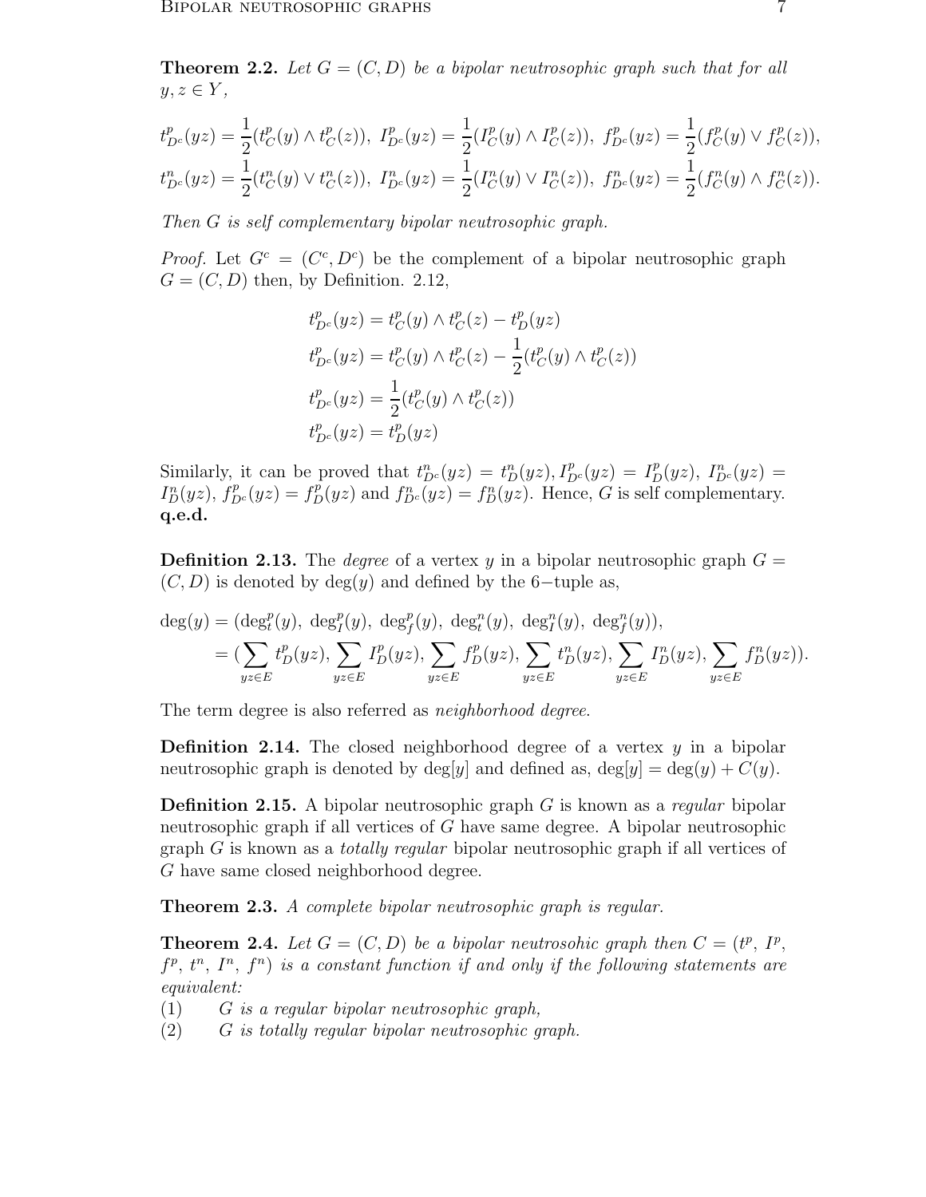**Theorem 2.2.** *Let $G = (C, D)$ be a bipolar neutrosophic graph such that for all $y, z \in Y$,*

$$t^p_{D^c}(yz) = \frac{1}{2}(t^p_C(y) \wedge t^p_C(z)),\ I^p_{D^c}(yz) = \frac{1}{2}(I^p_C(y) \wedge I^p_C(z)),\ f^p_{D^c}(yz) = \frac{1}{2}(f^p_C(y) \vee f^p_C(z)),$$
$$t^n_{D^c}(yz) = \frac{1}{2}(t^n_C(y) \vee t^n_C(z)),\ I^n_{D^c}(yz) = \frac{1}{2}(I^n_C(y) \vee I^n_C(z)),\ f^n_{D^c}(yz) = \frac{1}{2}(f^n_C(y) \wedge f^n_C(z)).$$

*Then $G$ is self complementary bipolar neutrosophic graph.*

*Proof.* Let $G^c = (C^c, D^c)$ be the complement of a bipolar neutrosophic graph $G = (C, D)$ then, by Definition. 2.12,

$$t^p_{D^c}(yz) = t^p_C(y) \wedge t^p_C(z) - t^p_D(yz)$$
$$t^p_{D^c}(yz) = t^p_C(y) \wedge t^p_C(z) - \frac{1}{2}(t^p_C(y) \wedge t^p_C(z))$$
$$t^p_{D^c}(yz) = \frac{1}{2}(t^p_C(y) \wedge t^p_C(z))$$
$$t^p_{D^c}(yz) = t^p_D(yz)$$

Similarly, it can be proved that $t^n_{D^c}(yz) = t^n_D(yz), I^p_{D^c}(yz) = I^p_D(yz),\ I^n_{D^c}(yz) = I^n_D(yz),\ f^p_{D^c}(yz) = f^p_D(yz)$ and $f^n_{D^c}(yz) = f^n_D(yz)$. Hence, $G$ is self complementary. **q.e.d.**

**Definition 2.13.** The *degree* of a vertex $y$ in a bipolar neutrosophic graph $G = (C, D)$ is denoted by $\deg(y)$ and defined by the 6−tuple as,

$$\begin{aligned}\deg(y) &= (\deg^p_t(y),\ \deg^p_I(y),\ \deg^p_f(y),\ \deg^n_t(y),\ \deg^n_I(y),\ \deg^n_f(y)),\\ &= (\sum_{yz\in E} t^p_D(yz), \sum_{yz\in E} I^p_D(yz), \sum_{yz\in E} f^p_D(yz), \sum_{yz\in E} t^n_D(yz), \sum_{yz\in E} I^n_D(yz), \sum_{yz\in E} f^n_D(yz)).\end{aligned}$$

The term degree is also referred as *neighborhood degree*.

**Definition 2.14.** The closed neighborhood degree of a vertex $y$ in a bipolar neutrosophic graph is denoted by $\deg[y]$ and defined as, $\deg[y] = \deg(y) + C(y)$.

**Definition 2.15.** A bipolar neutrosophic graph $G$ is known as a *regular* bipolar neutrosophic graph if all vertices of $G$ have same degree. A bipolar neutrosophic graph $G$ is known as a *totally regular* bipolar neutrosophic graph if all vertices of $G$ have same closed neighborhood degree.

**Theorem 2.3.** *A complete bipolar neutrosophic graph is regular.*

**Theorem 2.4.** *Let $G = (C, D)$ be a bipolar neutrosohic graph then $C = (t^p,\ I^p,\ f^p,\ t^n,\ I^n,\ f^n)$ is a constant function if and only if the following statements are equivalent:*

(1) *$G$ is a regular bipolar neutrosophic graph,*

(2) *$G$ is totally regular bipolar neutrosophic graph.*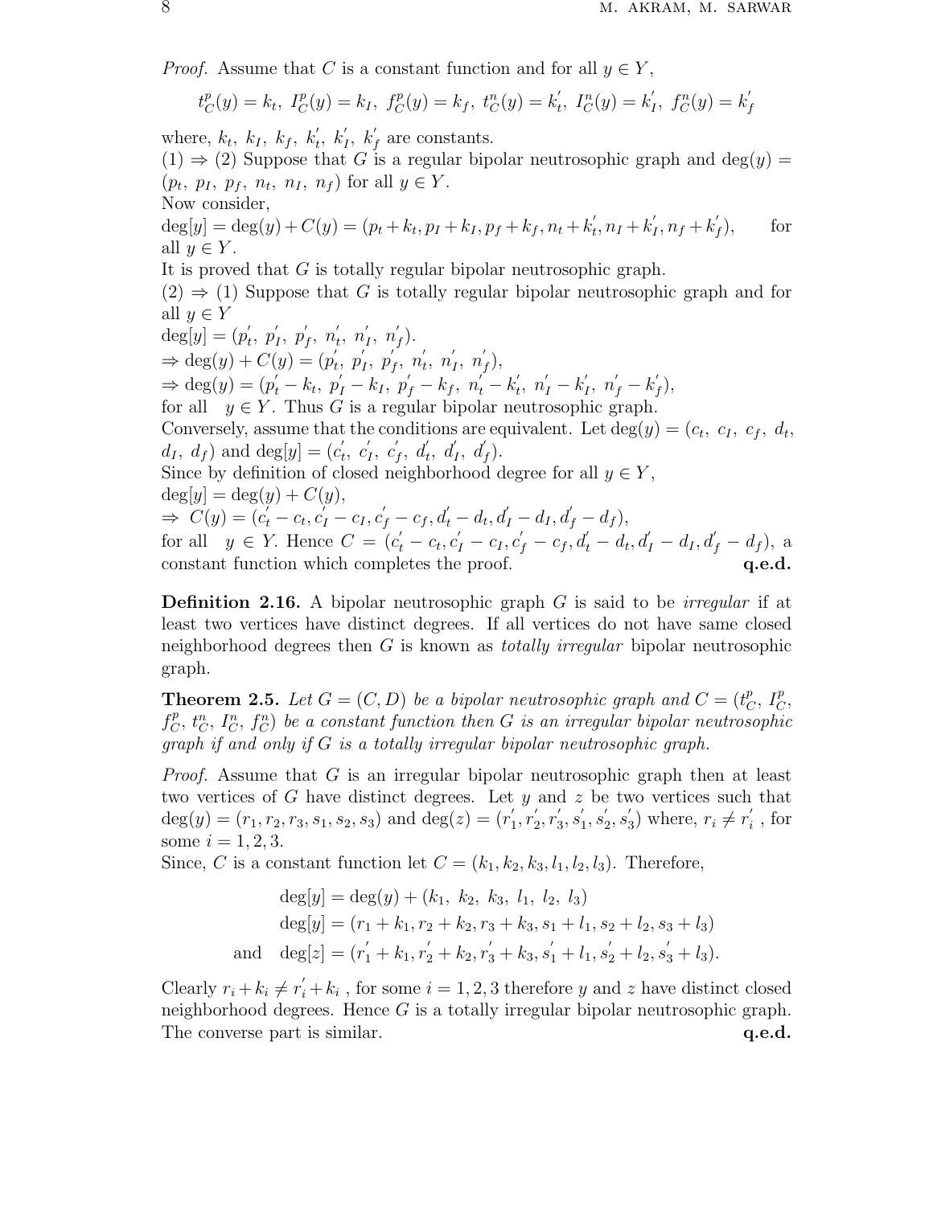*Proof.* Assume that $C$ is a constant function and for all $y \in Y$,

$$t_C^p(y) = k_t,\ I_C^p(y) = k_I,\ f_C^p(y) = k_f,\ t_C^n(y) = k_t',\ I_C^n(y) = k_I',\ f_C^n(y) = k_f'$$

where, $k_t,\ k_I,\ k_f,\ k_t',\ k_I',\ k_f'$ are constants.

(1) $\Rightarrow$ (2) Suppose that $G$ is a regular bipolar neutrosophic graph and $\deg(y) = (p_t,\ p_I,\ p_f,\ n_t,\ n_I,\ n_f)$ for all $y \in Y$.

Now consider,

$\deg[y] = \deg(y) + C(y) = (p_t + k_t, p_I + k_I, p_f + k_f, n_t + k_t', n_I + k_I', n_f + k_f')$, for all $y \in Y$.

It is proved that $G$ is totally regular bipolar neutrosophic graph.

(2) $\Rightarrow$ (1) Suppose that $G$ is totally regular bipolar neutrosophic graph and for all $y \in Y$

$\deg[y] = (p_t',\ p_I',\ p_f',\ n_t',\ n_I',\ n_f')$.

$\Rightarrow \deg(y) + C(y) = (p_t',\ p_I',\ p_f',\ n_t',\ n_I',\ n_f')$,

$\Rightarrow \deg(y) = (p_t' - k_t,\ p_I' - k_I,\ p_f' - k_f,\ n_t' - k_t',\ n_I' - k_I',\ n_f' - k_f')$,

for all $y \in Y$. Thus $G$ is a regular bipolar neutrosophic graph.

Conversely, assume that the conditions are equivalent. Let $\deg(y) = (c_t,\ c_I,\ c_f,\ d_t,\ d_I,\ d_f)$ and $\deg[y] = (c_t',\ c_I',\ c_f',\ d_t',\ d_I',\ d_f')$.

Since by definition of closed neighborhood degree for all $y \in Y$,

$\deg[y] = \deg(y) + C(y)$,

$\Rightarrow\ C(y) = (c_t' - c_t, c_I' - c_I, c_f' - c_f, d_t' - d_t, d_I' - d_I, d_f' - d_f)$,

for all $y \in Y$. Hence $C = (c_t' - c_t, c_I' - c_I, c_f' - c_f, d_t' - d_t, d_I' - d_I, d_f' - d_f)$, a constant function which completes the proof. **q.e.d.**

**Definition 2.16.** A bipolar neutrosophic graph $G$ is said to be *irregular* if at least two vertices have distinct degrees. If all vertices do not have same closed neighborhood degrees then $G$ is known as *totally irregular* bipolar neutrosophic graph.

**Theorem 2.5.** *Let $G = (C, D)$ be a bipolar neutrosophic graph and $C = (t_C^p,\ I_C^p,\ f_C^p,\ t_C^n,\ I_C^n,\ f_C^n)$ be a constant function then $G$ is an irregular bipolar neutrosophic graph if and only if $G$ is a totally irregular bipolar neutrosophic graph.*

*Proof.* Assume that $G$ is an irregular bipolar neutrosophic graph then at least two vertices of $G$ have distinct degrees. Let $y$ and $z$ be two vertices such that $\deg(y) = (r_1, r_2, r_3, s_1, s_2, s_3)$ and $\deg(z) = (r_1', r_2', r_3', s_1', s_2', s_3')$ where, $r_i \neq r_i'$ , for some $i = 1, 2, 3$.

Since, $C$ is a constant function let $C = (k_1, k_2, k_3, l_1, l_2, l_3)$. Therefore,

$$\begin{aligned}
\deg[y] &= \deg(y) + (k_1,\ k_2,\ k_3,\ l_1,\ l_2,\ l_3)\\
\deg[y] &= (r_1 + k_1, r_2 + k_2, r_3 + k_3, s_1 + l_1, s_2 + l_2, s_3 + l_3)\\
\text{and}\quad \deg[z] &= (r_1' + k_1, r_2' + k_2, r_3' + k_3, s_1' + l_1, s_2' + l_2, s_3' + l_3).
\end{aligned}$$

Clearly $r_i + k_i \neq r_i' + k_i$ , for some $i = 1, 2, 3$ therefore $y$ and $z$ have distinct closed neighborhood degrees. Hence $G$ is a totally irregular bipolar neutrosophic graph. The converse part is similar. **q.e.d.**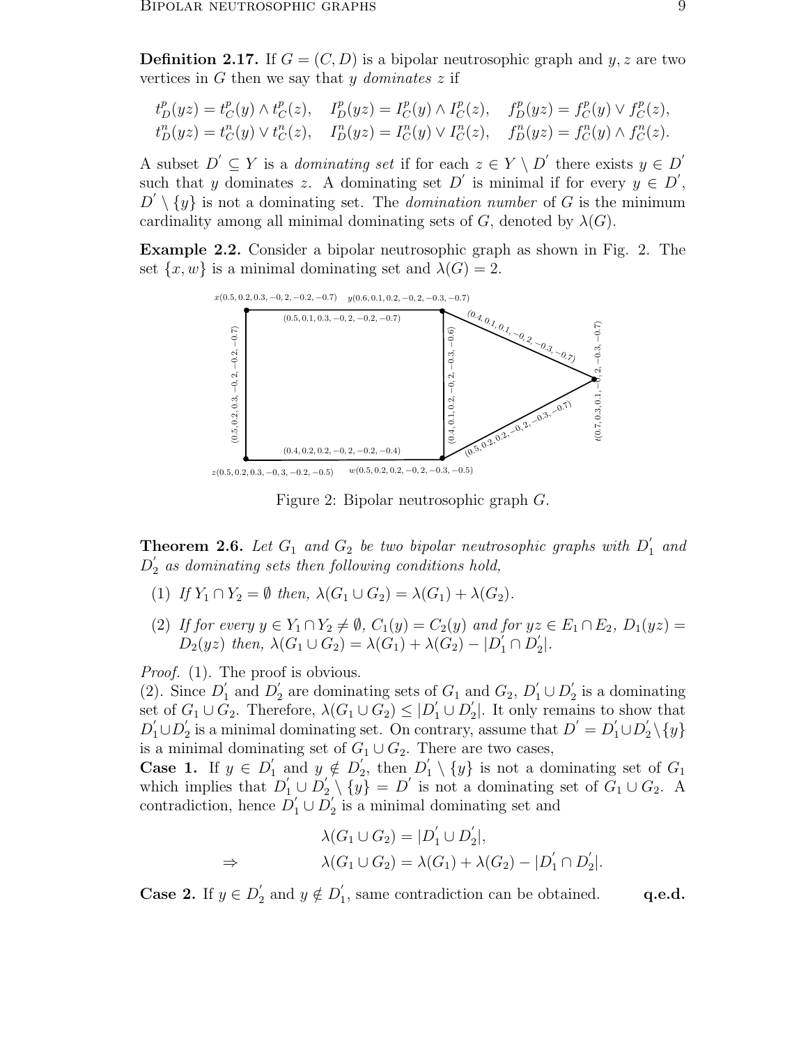**Definition 2.17.** If $G = (C, D)$ is a bipolar neutrosophic graph and $y, z$ are two vertices in $G$ then we say that $y$ *dominates* $z$ if

$$t_D^p(yz) = t_C^p(y) \wedge t_C^p(z), \quad I_D^p(yz) = I_C^p(y) \wedge I_C^p(z), \quad f_D^p(yz) = f_C^p(y) \vee f_C^p(z),$$
$$t_D^n(yz) = t_C^n(y) \vee t_C^n(z), \quad I_D^n(yz) = I_C^n(y) \vee I_C^n(z), \quad f_D^n(yz) = f_C^n(y) \wedge f_C^n(z).$$

A subset $D' \subseteq Y$ is a *dominating set* if for each $z \in Y \setminus D'$ there exists $y \in D'$ such that $y$ dominates $z$. A dominating set $D'$ is minimal if for every $y \in D'$, $D' \setminus \{y\}$ is not a dominating set. The *domination number* of $G$ is the minimum cardinality among all minimal dominating sets of $G$, denoted by $\lambda(G)$.

**Example 2.2.** Consider a bipolar neutrosophic graph as shown in Fig. 2. The set $\{x, w\}$ is a minimal dominating set and $\lambda(G) = 2$.

$x(0.5, 0.2, 0.3, -0, 2, -0.2, -0.7)$ $y(0.6, 0.1, 0.2, -0, 2, -0.3, -0.7)$
$(0.5, 0.1, 0.3, -0, 2, -0.2, -0.7)$
$(0.4, 0.1, 0.1, -0, 2, -0.3, -0.7)$
$(0.5, 0.2, 0.3, -0, 2, -0.2, -0.7)$
$(0.4, 0.1, 0.2, -0, 2, -0.3, -0.6)$
$t(0.7, 0.3, 0.1, -0, 2, -0.3, -0.7)$
$(0.5, 0.2, 0.2, -0, 2, -0.3, -0.7)$
$(0.4, 0.2, 0.2, -0, 2, -0.2, -0.4)$
$z(0.5, 0.2, 0.3, -0, 3, -0.2, -0.5)$ $w(0.5, 0.2, 0.2, -0, 2, -0.3, -0.5)$

Figure 2: Bipolar neutrosophic graph $G$.

**Theorem 2.6.** *Let $G_1$ and $G_2$ be two bipolar neutrosophic graphs with $D_1'$ and $D_2'$ as dominating sets then following conditions hold,*

1. *If $Y_1 \cap Y_2 = \emptyset$ then, $\lambda(G_1 \cup G_2) = \lambda(G_1) + \lambda(G_2)$.*
2. *If for every $y \in Y_1 \cap Y_2 \neq \emptyset$, $C_1(y) = C_2(y)$ and for $yz \in E_1 \cap E_2$, $D_1(yz) = D_2(yz)$ then, $\lambda(G_1 \cup G_2) = \lambda(G_1) + \lambda(G_2) - |D_1' \cap D_2'|$.*

*Proof.* (1). The proof is obvious.
(2). Since $D_1'$ and $D_2'$ are dominating sets of $G_1$ and $G_2$, $D_1' \cup D_2'$ is a dominating set of $G_1 \cup G_2$. Therefore, $\lambda(G_1 \cup G_2) \leq |D_1' \cup D_2'|$. It only remains to show that $D_1' \cup D_2'$ is a minimal dominating set. On contrary, assume that $D' = D_1' \cup D_2' \setminus \{y\}$ is a minimal dominating set of $G_1 \cup G_2$. There are two cases,
**Case 1.** If $y \in D_1'$ and $y \notin D_2'$, then $D_1' \setminus \{y\}$ is not a dominating set of $G_1$ which implies that $D_1' \cup D_2' \setminus \{y\} = D'$ is not a dominating set of $G_1 \cup G_2$. A contradiction, hence $D_1' \cup D_2'$ is a minimal dominating set and

$$\lambda(G_1 \cup G_2) = |D_1' \cup D_2'|,$$
$$\Rightarrow \qquad \lambda(G_1 \cup G_2) = \lambda(G_1) + \lambda(G_2) - |D_1' \cap D_2'|.$$

**Case 2.** If $y \in D_2'$ and $y \notin D_1'$, same contradiction can be obtained. **q.e.d.**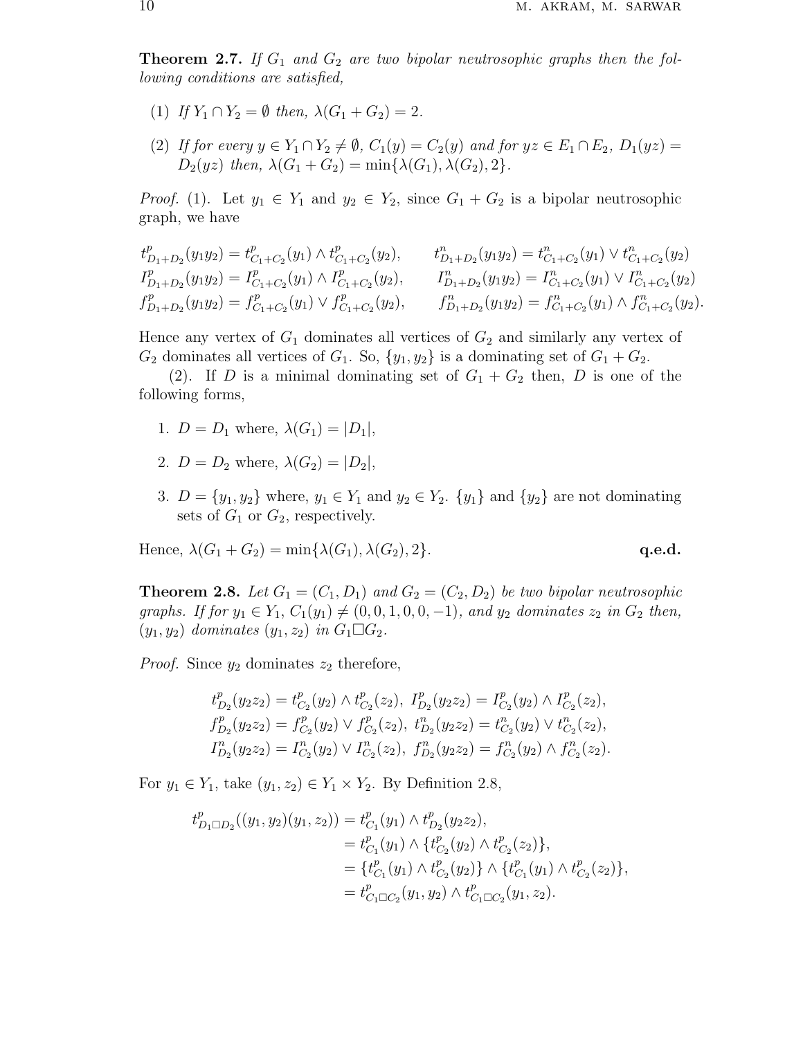**Theorem 2.7.** *If $G_1$ and $G_2$ are two bipolar neutrosophic graphs then the following conditions are satisfied,*

(1) *If $Y_1 \cap Y_2 = \emptyset$ then, $\lambda(G_1 + G_2) = 2$.*

(2) *If for every $y \in Y_1 \cap Y_2 \neq \emptyset$, $C_1(y) = C_2(y)$ and for $yz \in E_1 \cap E_2$, $D_1(yz) = D_2(yz)$ then, $\lambda(G_1 + G_2) = \min\{\lambda(G_1), \lambda(G_2), 2\}$.*

*Proof.* (1). Let $y_1 \in Y_1$ and $y_2 \in Y_2$, since $G_1 + G_2$ is a bipolar neutrosophic graph, we have

$$
\begin{aligned}
t^p_{D_1+D_2}(y_1y_2) &= t^p_{C_1+C_2}(y_1) \wedge t^p_{C_1+C_2}(y_2), & t^n_{D_1+D_2}(y_1y_2) &= t^n_{C_1+C_2}(y_1) \vee t^n_{C_1+C_2}(y_2)\\
I^p_{D_1+D_2}(y_1y_2) &= I^p_{C_1+C_2}(y_1) \wedge I^p_{C_1+C_2}(y_2), & I^n_{D_1+D_2}(y_1y_2) &= I^n_{C_1+C_2}(y_1) \vee I^n_{C_1+C_2}(y_2)\\
f^p_{D_1+D_2}(y_1y_2) &= f^p_{C_1+C_2}(y_1) \vee f^p_{C_1+C_2}(y_2), & f^n_{D_1+D_2}(y_1y_2) &= f^n_{C_1+C_2}(y_1) \wedge f^n_{C_1+C_2}(y_2).
\end{aligned}
$$

Hence any vertex of $G_1$ dominates all vertices of $G_2$ and similarly any vertex of $G_2$ dominates all vertices of $G_1$. So, $\{y_1, y_2\}$ is a dominating set of $G_1 + G_2$.

(2). If $D$ is a minimal dominating set of $G_1 + G_2$ then, $D$ is one of the following forms,

1. $D = D_1$ where, $\lambda(G_1) = |D_1|$,
2. $D = D_2$ where, $\lambda(G_2) = |D_2|$,
3. $D = \{y_1, y_2\}$ where, $y_1 \in Y_1$ and $y_2 \in Y_2$. $\{y_1\}$ and $\{y_2\}$ are not dominating sets of $G_1$ or $G_2$, respectively.

Hence, $\lambda(G_1 + G_2) = \min\{\lambda(G_1), \lambda(G_2), 2\}$. **q.e.d.**

**Theorem 2.8.** *Let $G_1 = (C_1, D_1)$ and $G_2 = (C_2, D_2)$ be two bipolar neutrosophic graphs. If for $y_1 \in Y_1$, $C_1(y_1) \neq (0, 0, 1, 0, 0, -1)$, and $y_2$ dominates $z_2$ in $G_2$ then, $(y_1, y_2)$ dominates $(y_1, z_2)$ in $G_1 \Box G_2$.*

*Proof.* Since $y_2$ dominates $z_2$ therefore,

$$
\begin{aligned}
&t^p_{D_2}(y_2z_2) = t^p_{C_2}(y_2) \wedge t^p_{C_2}(z_2),\ I^p_{D_2}(y_2z_2) = I^p_{C_2}(y_2) \wedge I^p_{C_2}(z_2),\\
&f^p_{D_2}(y_2z_2) = f^p_{C_2}(y_2) \vee f^p_{C_2}(z_2),\ t^n_{D_2}(y_2z_2) = t^n_{C_2}(y_2) \vee t^n_{C_2}(z_2),\\
&I^n_{D_2}(y_2z_2) = I^n_{C_2}(y_2) \vee I^n_{C_2}(z_2),\ f^n_{D_2}(y_2z_2) = f^n_{C_2}(y_2) \wedge f^n_{C_2}(z_2).
\end{aligned}
$$

For $y_1 \in Y_1$, take $(y_1, z_2) \in Y_1 \times Y_2$. By Definition 2.8,

$$
\begin{aligned}
t^p_{D_1 \Box D_2}((y_1, y_2)(y_1, z_2)) &= t^p_{C_1}(y_1) \wedge t^p_{D_2}(y_2z_2),\\
&= t^p_{C_1}(y_1) \wedge \{t^p_{C_2}(y_2) \wedge t^p_{C_2}(z_2)\},\\
&= \{t^p_{C_1}(y_1) \wedge t^p_{C_2}(y_2)\} \wedge \{t^p_{C_1}(y_1) \wedge t^p_{C_2}(z_2)\},\\
&= t^p_{C_1 \Box C_2}(y_1, y_2) \wedge t^p_{C_1 \Box C_2}(y_1, z_2).
\end{aligned}
$$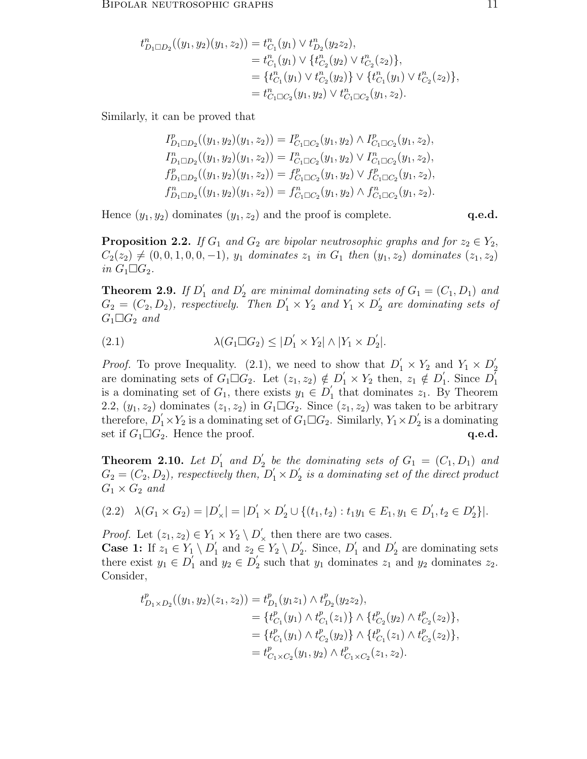$$
\begin{aligned}
t^n_{D_1 \square D_2}((y_1, y_2)(y_1, z_2)) &= t^n_{C_1}(y_1) \vee t^n_{D_2}(y_2 z_2), \\
&= t^n_{C_1}(y_1) \vee \{t^n_{C_2}(y_2) \vee t^n_{C_2}(z_2)\}, \\
&= \{t^n_{C_1}(y_1) \vee t^n_{C_2}(y_2)\} \vee \{t^n_{C_1}(y_1) \vee t^n_{C_2}(z_2)\}, \\
&= t^n_{C_1 \square C_2}(y_1, y_2) \vee t^n_{C_1 \square C_2}(y_1, z_2).
\end{aligned}
$$

Similarly, it can be proved that

$$
\begin{aligned}
I^p_{D_1 \square D_2}((y_1, y_2)(y_1, z_2)) &= I^p_{C_1 \square C_2}(y_1, y_2) \wedge I^p_{C_1 \square C_2}(y_1, z_2), \\
I^n_{D_1 \square D_2}((y_1, y_2)(y_1, z_2)) &= I^n_{C_1 \square C_2}(y_1, y_2) \vee I^n_{C_1 \square C_2}(y_1, z_2), \\
f^p_{D_1 \square D_2}((y_1, y_2)(y_1, z_2)) &= f^p_{C_1 \square C_2}(y_1, y_2) \vee f^p_{C_1 \square C_2}(y_1, z_2), \\
f^n_{D_1 \square D_2}((y_1, y_2)(y_1, z_2)) &= f^n_{C_1 \square C_2}(y_1, y_2) \wedge f^n_{C_1 \square C_2}(y_1, z_2).
\end{aligned}
$$

Hence $(y_1, y_2)$ dominates $(y_1, z_2)$ and the proof is complete. **q.e.d.**

**Proposition 2.2.** *If $G_1$ and $G_2$ are bipolar neutrosophic graphs and for $z_2 \in Y_2$, $C_2(z_2) \neq (0, 0, 1, 0, 0, -1)$, $y_1$ dominates $z_1$ in $G_1$ then $(y_1, z_2)$ dominates $(z_1, z_2)$ in $G_1 \square G_2$.*

**Theorem 2.9.** *If $D_1'$ and $D_2'$ are minimal dominating sets of $G_1 = (C_1, D_1)$ and $G_2 = (C_2, D_2)$, respectively. Then $D_1' \times Y_2$ and $Y_1 \times D_2'$ are dominating sets of $G_1 \square G_2$ and*

$$
\lambda(G_1 \square G_2) \leq |D_1' \times Y_2| \wedge |Y_1 \times D_2'|. \tag{2.1}
$$

*Proof.* To prove Inequality. (2.1), we need to show that $D_1' \times Y_2$ and $Y_1 \times D_2'$ are dominating sets of $G_1 \square G_2$. Let $(z_1, z_2) \notin D_1' \times Y_2$ then, $z_1 \notin D_1'$. Since $D_1'$ is a dominating set of $G_1$, there exists $y_1 \in D_1'$ that dominates $z_1$. By Theorem 2.2, $(y_1, z_2)$ dominates $(z_1, z_2)$ in $G_1 \square G_2$. Since $(z_1, z_2)$ was taken to be arbitrary therefore, $D_1' \times Y_2$ is a dominating set of $G_1 \square G_2$. Similarly, $Y_1 \times D_2'$ is a dominating set if $G_1 \square G_2$. Hence the proof. **q.e.d.**

**Theorem 2.10.** *Let $D_1'$ and $D_2'$ be the dominating sets of $G_1 = (C_1, D_1)$ and $G_2 = (C_2, D_2)$, respectively then, $D_1' \times D_2'$ is a dominating set of the direct product $G_1 \times G_2$ and*

$$
\lambda(G_1 \times G_2) = |D_\times'| = |D_1' \times D_2' \cup \{(t_1, t_2) : t_1 y_1 \in E_1, y_1 \in D_1', t_2 \in D_2'\}|. \tag{2.2}
$$

*Proof.* Let $(z_1, z_2) \in Y_1 \times Y_2 \setminus D_\times'$ then there are two cases.
**Case 1:** If $z_1 \in Y_1 \setminus D_1'$ and $z_2 \in Y_2 \setminus D_2'$. Since, $D_1'$ and $D_2'$ are dominating sets there exist $y_1 \in D_1'$ and $y_2 \in D_2'$ such that $y_1$ dominates $z_1$ and $y_2$ dominates $z_2$. Consider,

$$
\begin{aligned}
t^p_{D_1 \times D_2}((y_1, y_2)(z_1, z_2)) &= t^p_{D_1}(y_1 z_1) \wedge t^p_{D_2}(y_2 z_2), \\
&= \{t^p_{C_1}(y_1) \wedge t^p_{C_1}(z_1)\} \wedge \{t^p_{C_2}(y_2) \wedge t^p_{C_2}(z_2)\}, \\
&= \{t^p_{C_1}(y_1) \wedge t^p_{C_2}(y_2)\} \wedge \{t^p_{C_1}(z_1) \wedge t^p_{C_2}(z_2)\}, \\
&= t^p_{C_1 \times C_2}(y_1, y_2) \wedge t^p_{C_1 \times C_2}(z_1, z_2).
\end{aligned}
$$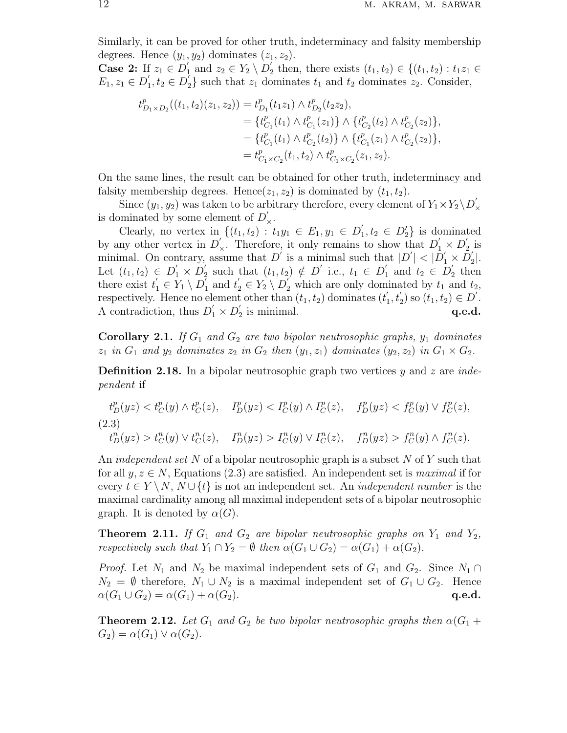Similarly, it can be proved for other truth, indeterminacy and falsity membership degrees. Hence $(y_1, y_2)$ dominates $(z_1, z_2)$.

**Case 2:** If $z_1 \in D_1^{'}$ and $z_2 \in Y_2 \setminus D_2^{'}$ then, there exists $(t_1, t_2) \in \{(t_1, t_2) : t_1 z_1 \in E_1, z_1 \in D_1^{'}, t_2 \in D_2^{'}\}$ such that $z_1$ dominates $t_1$ and $t_2$ dominates $z_2$. Consider,

$$
\begin{aligned}
t^p_{D_1 \times D_2}((t_1, t_2)(z_1, z_2)) &= t^p_{D_1}(t_1 z_1) \wedge t^p_{D_2}(t_2 z_2), \\
&= \{t^p_{C_1}(t_1) \wedge t^p_{C_1}(z_1)\} \wedge \{t^p_{C_2}(t_2) \wedge t^p_{C_2}(z_2)\}, \\
&= \{t^p_{C_1}(t_1) \wedge t^p_{C_2}(t_2)\} \wedge \{t^p_{C_1}(z_1) \wedge t^p_{C_2}(z_2)\}, \\
&= t^p_{C_1 \times C_2}(t_1, t_2) \wedge t^p_{C_1 \times C_2}(z_1, z_2).
\end{aligned}
$$

On the same lines, the result can be obtained for other truth, indeterminacy and falsity membership degrees. Hence$(z_1, z_2)$ is dominated by $(t_1, t_2)$.

Since $(y_1, y_2)$ was taken to be arbitrary therefore, every element of $Y_1 \times Y_2 \setminus D_{\times}^{'}$ is dominated by some element of $D_{\times}^{'}$.

Clearly, no vertex in $\{(t_1, t_2) : t_1 y_1 \in E_1, y_1 \in D_1^{'}, t_2 \in D_2^{'}\}$ is dominated by any other vertex in $D_{\times}^{'}$. Therefore, it only remains to show that $D_1^{'} \times D_2^{'}$ is minimal. On contrary, assume that $D^{'}$ is a minimal such that $|D^{'}| < |D_1^{'} \times D_2^{'}|$. Let $(t_1, t_2) \in D_1^{'} \times D_2^{'}$ such that $(t_1, t_2) \notin D^{'}$ i.e., $t_1 \in D_1^{'}$ and $t_2 \in D_2^{'}$ then there exist $t_1^{'} \in Y_1 \setminus D_1^{'}$ and $t_2^{'} \in Y_2 \setminus D_2^{'}$ which are only dominated by $t_1$ and $t_2$, respectively. Hence no element other than $(t_1, t_2)$ dominates $(t_1^{'}, t_2^{'})$ so $(t_1, t_2) \in D^{'}$. A contradiction, thus $D_1^{'} \times D_2^{'}$ is minimal. **q.e.d.**

**Corollary 2.1.** *If $G_1$ and $G_2$ are two bipolar neutrosophic graphs, $y_1$ dominates $z_1$ in $G_1$ and $y_2$ dominates $z_2$ in $G_2$ then $(y_1, z_1)$ dominates $(y_2, z_2)$ in $G_1 \times G_2$.*

**Definition 2.18.** In a bipolar neutrosophic graph two vertices $y$ and $z$ are *independent* if

$$
\begin{aligned}
& t^p_D(yz) < t^p_C(y) \wedge t^p_C(z), \quad I^p_D(yz) < I^p_C(y) \wedge I^p_C(z), \quad f^p_D(yz) < f^p_C(y) \vee f^p_C(z), \\
& t^n_D(yz) > t^n_C(y) \vee t^n_C(z), \quad I^n_D(yz) > I^n_C(y) \vee I^n_C(z), \quad f^n_D(yz) > f^n_C(y) \wedge f^n_C(z).
\end{aligned}
\tag{2.3}
$$

An *independent set* $N$ of a bipolar neutrosophic graph is a subset $N$ of $Y$ such that for all $y, z \in N$, Equations (2.3) are satisfied. An independent set is *maximal* if for every $t \in Y \setminus N$, $N \cup \{t\}$ is not an independent set. An *independent number* is the maximal cardinality among all maximal independent sets of a bipolar neutrosophic graph. It is denoted by $\alpha(G)$.

**Theorem 2.11.** *If $G_1$ and $G_2$ are bipolar neutrosophic graphs on $Y_1$ and $Y_2$, respectively such that $Y_1 \cap Y_2 = \emptyset$ then $\alpha(G_1 \cup G_2) = \alpha(G_1) + \alpha(G_2)$.*

*Proof.* Let $N_1$ and $N_2$ be maximal independent sets of $G_1$ and $G_2$. Since $N_1 \cap N_2 = \emptyset$ therefore, $N_1 \cup N_2$ is a maximal independent set of $G_1 \cup G_2$. Hence $\alpha(G_1 \cup G_2) = \alpha(G_1) + \alpha(G_2)$. **q.e.d.**

**Theorem 2.12.** *Let $G_1$ and $G_2$ be two bipolar neutrosophic graphs then $\alpha(G_1 + G_2) = \alpha(G_1) \vee \alpha(G_2)$.*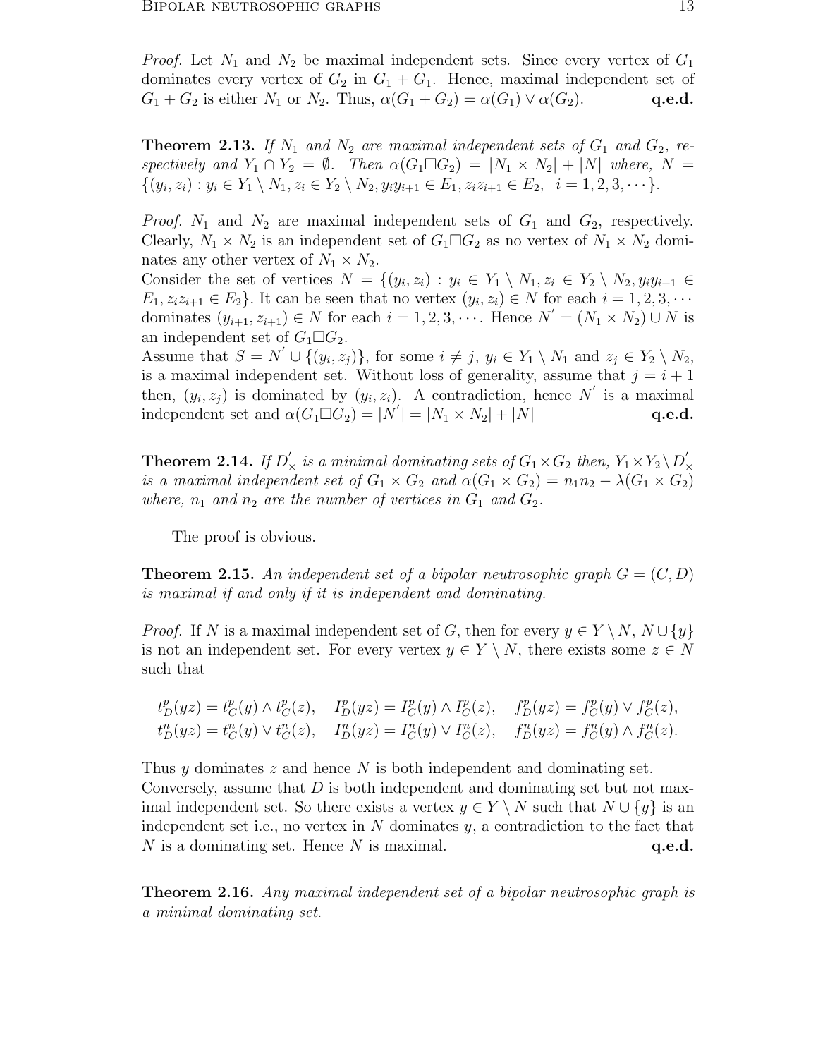*Proof.* Let $N_1$ and $N_2$ be maximal independent sets. Since every vertex of $G_1$ dominates every vertex of $G_2$ in $G_1 + G_1$. Hence, maximal independent set of $G_1 + G_2$ is either $N_1$ or $N_2$. Thus, $\alpha(G_1 + G_2) = \alpha(G_1) \vee \alpha(G_2)$. **q.e.d.**

**Theorem 2.13.** *If $N_1$ and $N_2$ are maximal independent sets of $G_1$ and $G_2$, respectively and $Y_1 \cap Y_2 = \emptyset$. Then $\alpha(G_1 \Box G_2) = |N_1 \times N_2| + |N|$ where, $N = \{(y_i, z_i) : y_i \in Y_1 \setminus N_1, z_i \in Y_2 \setminus N_2, y_i y_{i+1} \in E_1, z_i z_{i+1} \in E_2, \ \ i = 1, 2, 3, \cdots\}$.*

*Proof.* $N_1$ and $N_2$ are maximal independent sets of $G_1$ and $G_2$, respectively. Clearly, $N_1 \times N_2$ is an independent set of $G_1 \Box G_2$ as no vertex of $N_1 \times N_2$ dominates any other vertex of $N_1 \times N_2$.
Consider the set of vertices $N = \{(y_i, z_i) : y_i \in Y_1 \setminus N_1, z_i \in Y_2 \setminus N_2, y_i y_{i+1} \in E_1, z_i z_{i+1} \in E_2\}$. It can be seen that no vertex $(y_i, z_i) \in N$ for each $i = 1, 2, 3, \cdots$ dominates $(y_{i+1}, z_{i+1}) \in N$ for each $i = 1, 2, 3, \cdots$. Hence $N' = (N_1 \times N_2) \cup N$ is an independent set of $G_1 \Box G_2$.
Assume that $S = N' \cup \{(y_i, z_j)\}$, for some $i \neq j$, $y_i \in Y_1 \setminus N_1$ and $z_j \in Y_2 \setminus N_2$, is a maximal independent set. Without loss of generality, assume that $j = i + 1$ then, $(y_i, z_j)$ is dominated by $(y_i, z_i)$. A contradiction, hence $N'$ is a maximal independent set and $\alpha(G_1 \Box G_2) = |N'| = |N_1 \times N_2| + |N|$ **q.e.d.**

**Theorem 2.14.** *If $D'_\times$ is a minimal dominating sets of $G_1 \times G_2$ then, $Y_1 \times Y_2 \setminus D'_\times$ is a maximal independent set of $G_1 \times G_2$ and $\alpha(G_1 \times G_2) = n_1 n_2 - \lambda(G_1 \times G_2)$ where, $n_1$ and $n_2$ are the number of vertices in $G_1$ and $G_2$.*

The proof is obvious.

**Theorem 2.15.** *An independent set of a bipolar neutrosophic graph $G = (C, D)$ is maximal if and only if it is independent and dominating.*

*Proof.* If $N$ is a maximal independent set of $G$, then for every $y \in Y \setminus N$, $N \cup \{y\}$ is not an independent set. For every vertex $y \in Y \setminus N$, there exists some $z \in N$ such that

$$t^p_D(yz) = t^p_C(y) \wedge t^p_C(z), \quad I^p_D(yz) = I^p_C(y) \wedge I^p_C(z), \quad f^p_D(yz) = f^p_C(y) \vee f^p_C(z),$$
$$t^n_D(yz) = t^n_C(y) \vee t^n_C(z), \quad I^n_D(yz) = I^n_C(y) \vee I^n_C(z), \quad f^n_D(yz) = f^n_C(y) \wedge f^n_C(z).$$

Thus $y$ dominates $z$ and hence $N$ is both independent and dominating set.
Conversely, assume that $D$ is both independent and dominating set but not maximal independent set. So there exists a vertex $y \in Y \setminus N$ such that $N \cup \{y\}$ is an independent set i.e., no vertex in $N$ dominates $y$, a contradiction to the fact that $N$ is a dominating set. Hence $N$ is maximal. **q.e.d.**

**Theorem 2.16.** *Any maximal independent set of a bipolar neutrosophic graph is a minimal dominating set.*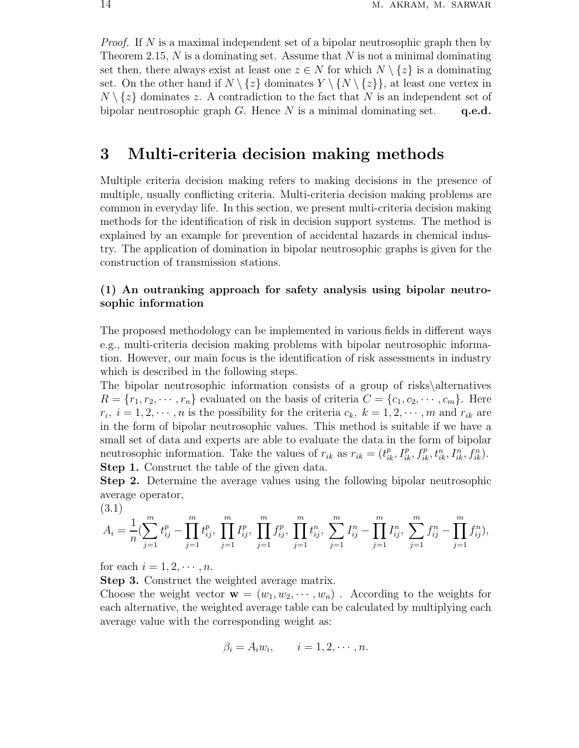*Proof.* If $N$ is a maximal independent set of a bipolar neutrosophic graph then by Theorem 2.15, $N$ is a dominating set. Assume that $N$ is not a minimal dominating set then, there always exist at least one $z \in N$ for which $N \setminus \{z\}$ is a dominating set. On the other hand if $N \setminus \{z\}$ dominates $Y \setminus \{N \setminus \{z\}\}$, at least one vertex in $N \setminus \{z\}$ dominates $z$. A contradiction to the fact that $N$ is an independent set of bipolar neutrosophic graph $G$. Hence $N$ is a minimal dominating set. **q.e.d.**

# 3 Multi-criteria decision making methods

Multiple criteria decision making refers to making decisions in the presence of multiple, usually conflicting criteria. Multi-criteria decision making problems are common in everyday life. In this section, we present multi-criteria decision making methods for the identification of risk in decision support systems. The method is explained by an example for prevention of accidental hazards in chemical industry. The application of domination in bipolar neutrosophic graphs is given for the construction of transmission stations.

### (1) An outranking approach for safety analysis using bipolar neutrosophic information

The proposed methodology can be implemented in various fields in different ways e.g., multi-criteria decision making problems with bipolar neutrosophic information. However, our main focus is the identification of risk assessments in industry which is described in the following steps.

The bipolar neutrosophic information consists of a group of risks\alternatives $R = \{r_1, r_2, \cdots, r_n\}$ evaluated on the basis of criteria $C = \{c_1, c_2, \cdots, c_m\}$. Here $r_i,\ i = 1, 2, \cdots, n$ is the possibility for the criteria $c_k,\ k = 1, 2, \cdots, m$ and $r_{ik}$ are in the form of bipolar neutrosophic values. This method is suitable if we have a small set of data and experts are able to evaluate the data in the form of bipolar neutrosophic information. Take the values of $r_{ik}$ as $r_{ik} = (t^p_{ik}, I^p_{ik}, f^p_{ik}, t^n_{ik}, I^n_{ik}, f^n_{ik})$.

**Step 1.** Construct the table of the given data.

**Step 2.** Determine the average values using the following bipolar neutrosophic average operator,

(3.1)

$$A_i = \frac{1}{n}\Big(\sum_{j=1}^{m} t^p_{ij} - \prod_{j=1}^{m} t^p_{ij},\ \prod_{j=1}^{m} I^p_{ij},\ \prod_{j=1}^{m} f^p_{ij},\ \prod_{j=1}^{m} t^n_{ij},\ \sum_{j=1}^{m} I^n_{ij} - \prod_{j=1}^{m} I^n_{ij},\ \sum_{j=1}^{m} f^n_{ij} - \prod_{j=1}^{m} f^n_{ij}\Big),$$

for each $i = 1, 2, \cdots, n$.

**Step 3.** Construct the weighted average matrix.

Choose the weight vector $\mathbf{w} = (w_1, w_2, \cdots, w_n)$ . According to the weights for each alternative, the weighted average table can be calculated by multiplying each average value with the corresponding weight as:

$$\beta_i = A_i w_i, \qquad i = 1, 2, \cdots, n.$$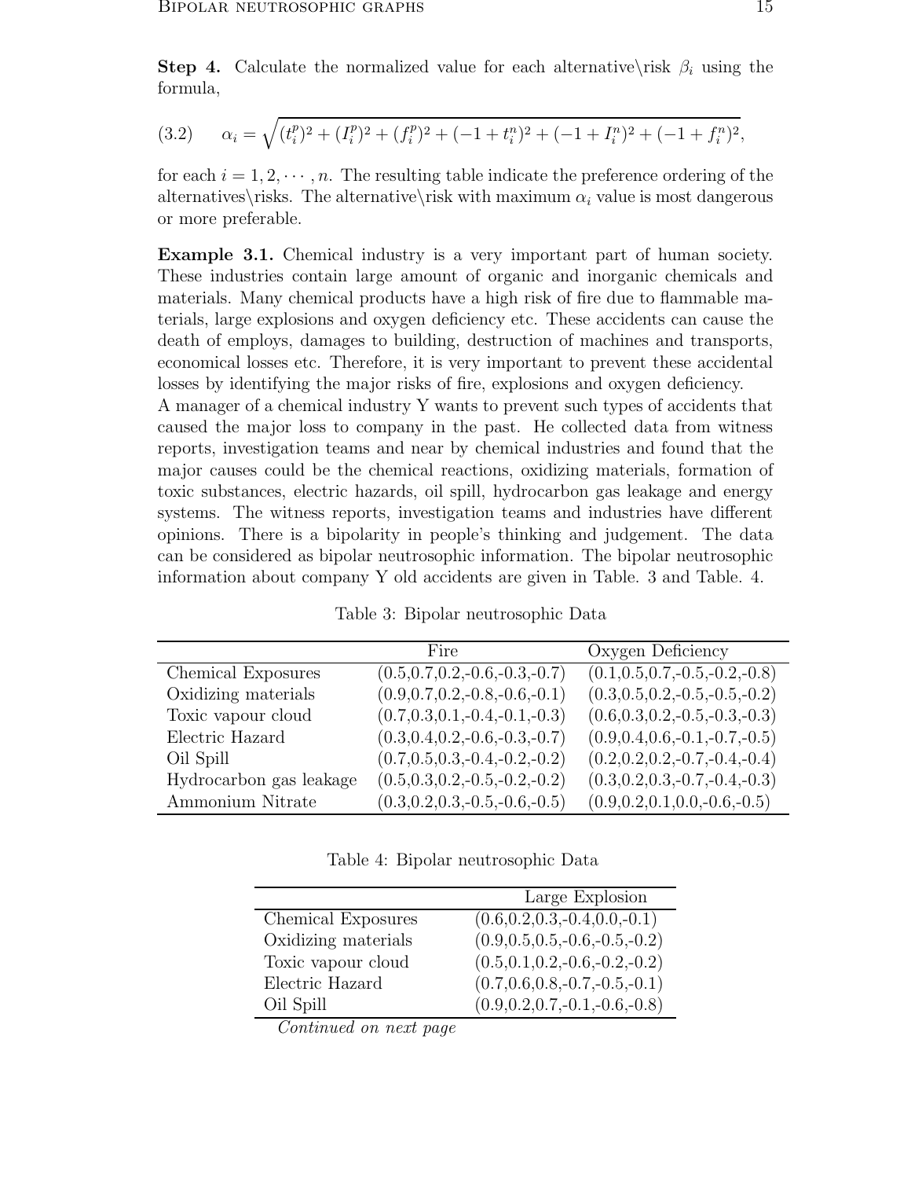**Step 4.** Calculate the normalized value for each alternative\risk $\beta_i$ using the formula,

$$\alpha_i = \sqrt{(t_i^p)^2 + (I_i^p)^2 + (f_i^p)^2 + (-1 + t_i^n)^2 + (-1 + I_i^n)^2 + (-1 + f_i^n)^2}, \tag{3.2}$$

for each $i = 1, 2, \cdots, n$. The resulting table indicate the preference ordering of the alternatives\risks. The alternative\risk with maximum $\alpha_i$ value is most dangerous or more preferable.

**Example 3.1.** Chemical industry is a very important part of human society. These industries contain large amount of organic and inorganic chemicals and materials. Many chemical products have a high risk of fire due to flammable materials, large explosions and oxygen deficiency etc. These accidents can cause the death of employs, damages to building, destruction of machines and transports, economical losses etc. Therefore, it is very important to prevent these accidental losses by identifying the major risks of fire, explosions and oxygen deficiency.
A manager of a chemical industry Y wants to prevent such types of accidents that caused the major loss to company in the past. He collected data from witness reports, investigation teams and near by chemical industries and found that the major causes could be the chemical reactions, oxidizing materials, formation of toxic substances, electric hazards, oil spill, hydrocarbon gas leakage and energy systems. The witness reports, investigation teams and industries have different opinions. There is a bipolarity in people's thinking and judgement. The data can be considered as bipolar neutrosophic information. The bipolar neutrosophic information about company Y old accidents are given in Table. 3 and Table. 4.

Table 3: Bipolar neutrosophic Data

| | Fire | Oxygen Deficiency |
|---|---|---|
| Chemical Exposures | (0.5,0.7,0.2,-0.6,-0.3,-0.7) | (0.1,0.5,0.7,-0.5,-0.2,-0.8) |
| Oxidizing materials | (0.9,0.7,0.2,-0.8,-0.6,-0.1) | (0.3,0.5,0.2,-0.5,-0.5,-0.2) |
| Toxic vapour cloud | (0.7,0.3,0.1,-0.4,-0.1,-0.3) | (0.6,0.3,0.2,-0.5,-0.3,-0.3) |
| Electric Hazard | (0.3,0.4,0.2,-0.6,-0.3,-0.7) | (0.9,0.4,0.6,-0.1,-0.7,-0.5) |
| Oil Spill | (0.7,0.5,0.3,-0.4,-0.2,-0.2) | (0.2,0.2,0.2,-0.7,-0.4,-0.4) |
| Hydrocarbon gas leakage | (0.5,0.3,0.2,-0.5,-0.2,-0.2) | (0.3,0.2,0.3,-0.7,-0.4,-0.3) |
| Ammonium Nitrate | (0.3,0.2,0.3,-0.5,-0.6,-0.5) | (0.9,0.2,0.1,0.0,-0.6,-0.5) |

Table 4: Bipolar neutrosophic Data

| | Large Explosion |
|---|---|
| Chemical Exposures | (0.6,0.2,0.3,-0.4,0.0,-0.1) |
| Oxidizing materials | (0.9,0.5,0.5,-0.6,-0.5,-0.2) |
| Toxic vapour cloud | (0.5,0.1,0.2,-0.6,-0.2,-0.2) |
| Electric Hazard | (0.7,0.6,0.8,-0.7,-0.5,-0.1) |
| Oil Spill | (0.9,0.2,0.7,-0.1,-0.6,-0.8) |

*Continued on next page*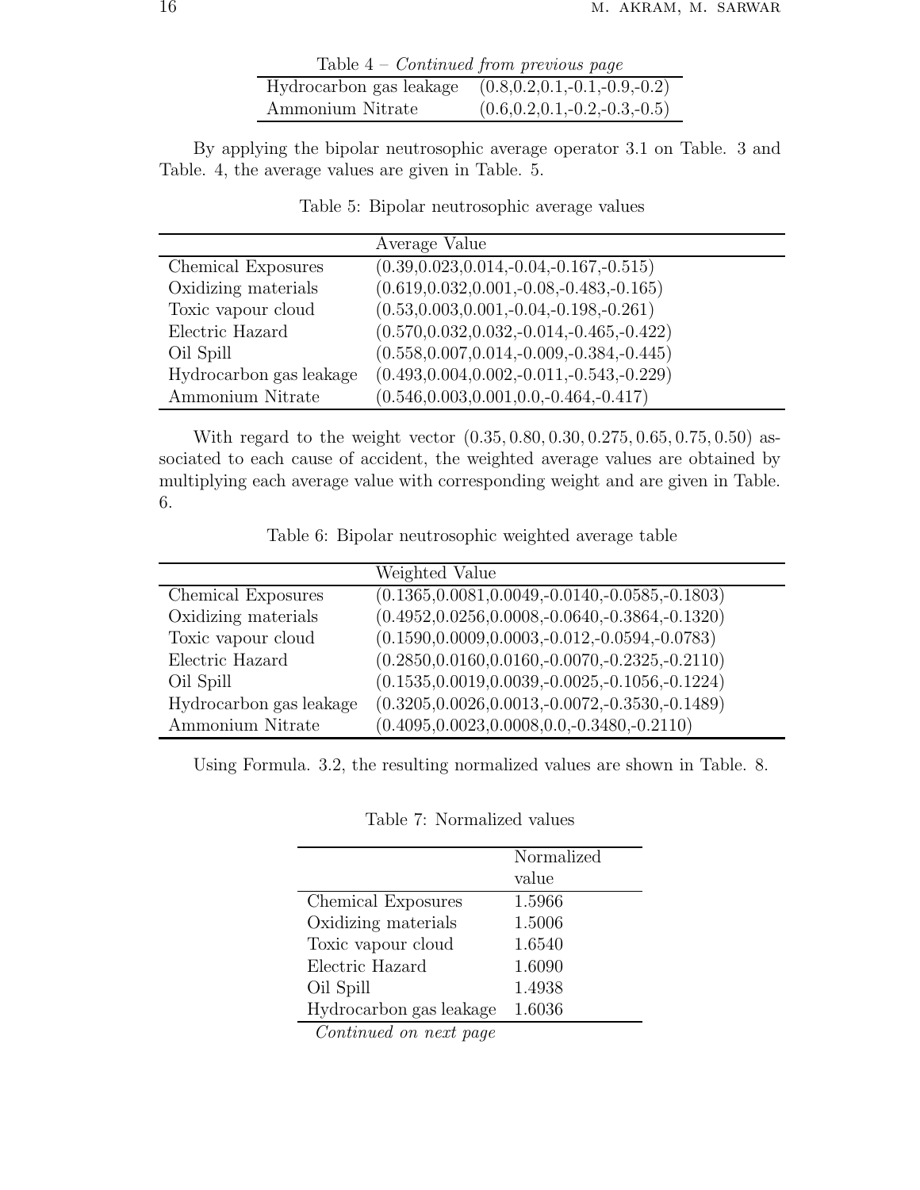Table 4 – *Continued from previous page*

| | |
|---|---|
| Hydrocarbon gas leakage | (0.8,0.2,0.1,-0.1,-0.9,-0.2) |
| Ammonium Nitrate | (0.6,0.2,0.1,-0.2,-0.3,-0.5) |

By applying the bipolar neutrosophic average operator 3.1 on Table. 3 and Table. 4, the average values are given in Table. 5.

Table 5: Bipolar neutrosophic average values

| | Average Value |
|---|---|
| Chemical Exposures | (0.39,0.023,0.014,-0.04,-0.167,-0.515) |
| Oxidizing materials | (0.619,0.032,0.001,-0.08,-0.483,-0.165) |
| Toxic vapour cloud | (0.53,0.003,0.001,-0.04,-0.198,-0.261) |
| Electric Hazard | (0.570,0.032,0.032,-0.014,-0.465,-0.422) |
| Oil Spill | (0.558,0.007,0.014,-0.009,-0.384,-0.445) |
| Hydrocarbon gas leakage | (0.493,0.004,0.002,-0.011,-0.543,-0.229) |
| Ammonium Nitrate | (0.546,0.003,0.001,0.0,-0.464,-0.417) |

With regard to the weight vector $(0.35, 0.80, 0.30, 0.275, 0.65, 0.75, 0.50)$ associated to each cause of accident, the weighted average values are obtained by multiplying each average value with corresponding weight and are given in Table. 6.

Table 6: Bipolar neutrosophic weighted average table

| | Weighted Value |
|---|---|
| Chemical Exposures | (0.1365,0.0081,0.0049,-0.0140,-0.0585,-0.1803) |
| Oxidizing materials | (0.4952,0.0256,0.0008,-0.0640,-0.3864,-0.1320) |
| Toxic vapour cloud | (0.1590,0.0009,0.0003,-0.012,-0.0594,-0.0783) |
| Electric Hazard | (0.2850,0.0160,0.0160,-0.0070,-0.2325,-0.2110) |
| Oil Spill | (0.1535,0.0019,0.0039,-0.0025,-0.1056,-0.1224) |
| Hydrocarbon gas leakage | (0.3205,0.0026,0.0013,-0.0072,-0.3530,-0.1489) |
| Ammonium Nitrate | (0.4095,0.0023,0.0008,0.0,-0.3480,-0.2110) |

Using Formula. 3.2, the resulting normalized values are shown in Table. 8.

Table 7: Normalized values

| | Normalized value |
|---|---|
| Chemical Exposures | 1.5966 |
| Oxidizing materials | 1.5006 |
| Toxic vapour cloud | 1.6540 |
| Electric Hazard | 1.6090 |
| Oil Spill | 1.4938 |
| Hydrocarbon gas leakage | 1.6036 |

*Continued on next page*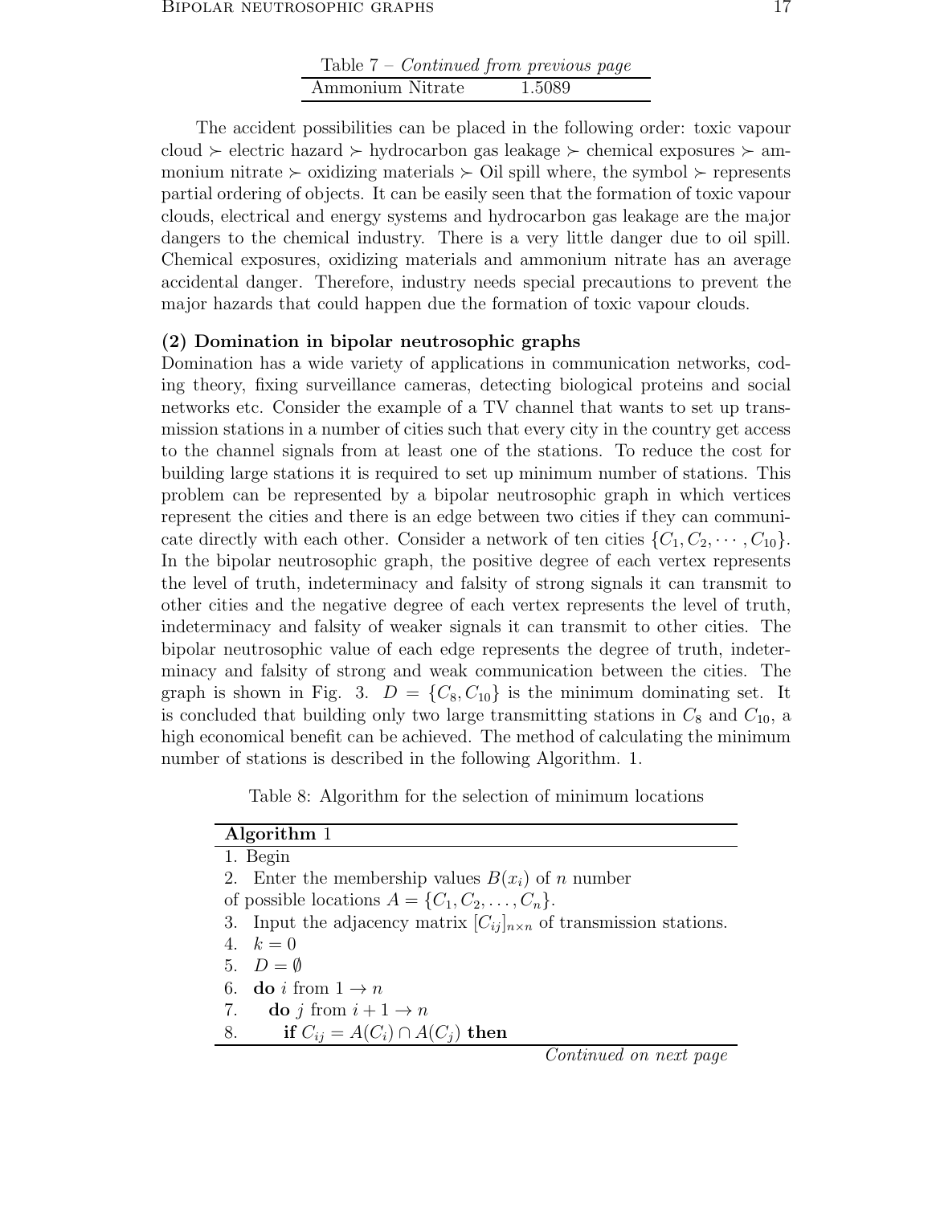Table 7 – *Continued from previous page*

| | |
|---|---|
| Ammonium Nitrate | 1.5089 |

The accident possibilities can be placed in the following order: toxic vapour cloud $\succ$ electric hazard $\succ$ hydrocarbon gas leakage $\succ$ chemical exposures $\succ$ ammonium nitrate $\succ$ oxidizing materials $\succ$ Oil spill where, the symbol $\succ$ represents partial ordering of objects. It can be easily seen that the formation of toxic vapour clouds, electrical and energy systems and hydrocarbon gas leakage are the major dangers to the chemical industry. There is a very little danger due to oil spill. Chemical exposures, oxidizing materials and ammonium nitrate has an average accidental danger. Therefore, industry needs special precautions to prevent the major hazards that could happen due the formation of toxic vapour clouds.

**(2) Domination in bipolar neutrosophic graphs**

Domination has a wide variety of applications in communication networks, coding theory, fixing surveillance cameras, detecting biological proteins and social networks etc. Consider the example of a TV channel that wants to set up transmission stations in a number of cities such that every city in the country get access to the channel signals from at least one of the stations. To reduce the cost for building large stations it is required to set up minimum number of stations. This problem can be represented by a bipolar neutrosophic graph in which vertices represent the cities and there is an edge between two cities if they can communicate directly with each other. Consider a network of ten cities $\{C_1, C_2, \cdots, C_{10}\}$. In the bipolar neutrosophic graph, the positive degree of each vertex represents the level of truth, indeterminacy and falsity of strong signals it can transmit to other cities and the negative degree of each vertex represents the level of truth, indeterminacy and falsity of weaker signals it can transmit to other cities. The bipolar neutrosophic value of each edge represents the degree of truth, indeterminacy and falsity of strong and weak communication between the cities. The graph is shown in Fig. 3. $D = \{C_8, C_{10}\}$ is the minimum dominating set. It is concluded that building only two large transmitting stations in $C_8$ and $C_{10}$, a high economical benefit can be achieved. The method of calculating the minimum number of stations is described in the following Algorithm. 1.

Table 8: Algorithm for the selection of minimum locations

**Algorithm** 1

1. Begin
2. Enter the membership values $B(x_i)$ of $n$ number of possible locations $A = \{C_1, C_2, \ldots, C_n\}$.
3. Input the adjacency matrix $[C_{ij}]_{n\times n}$ of transmission stations.
4. $k = 0$
5. $D = \emptyset$
6. **do** $i$ from $1 \to n$
7. **do** $j$ from $i + 1 \to n$
8. **if** $C_{ij} = A(C_i) \cap A(C_j)$ **then**

*Continued on next page*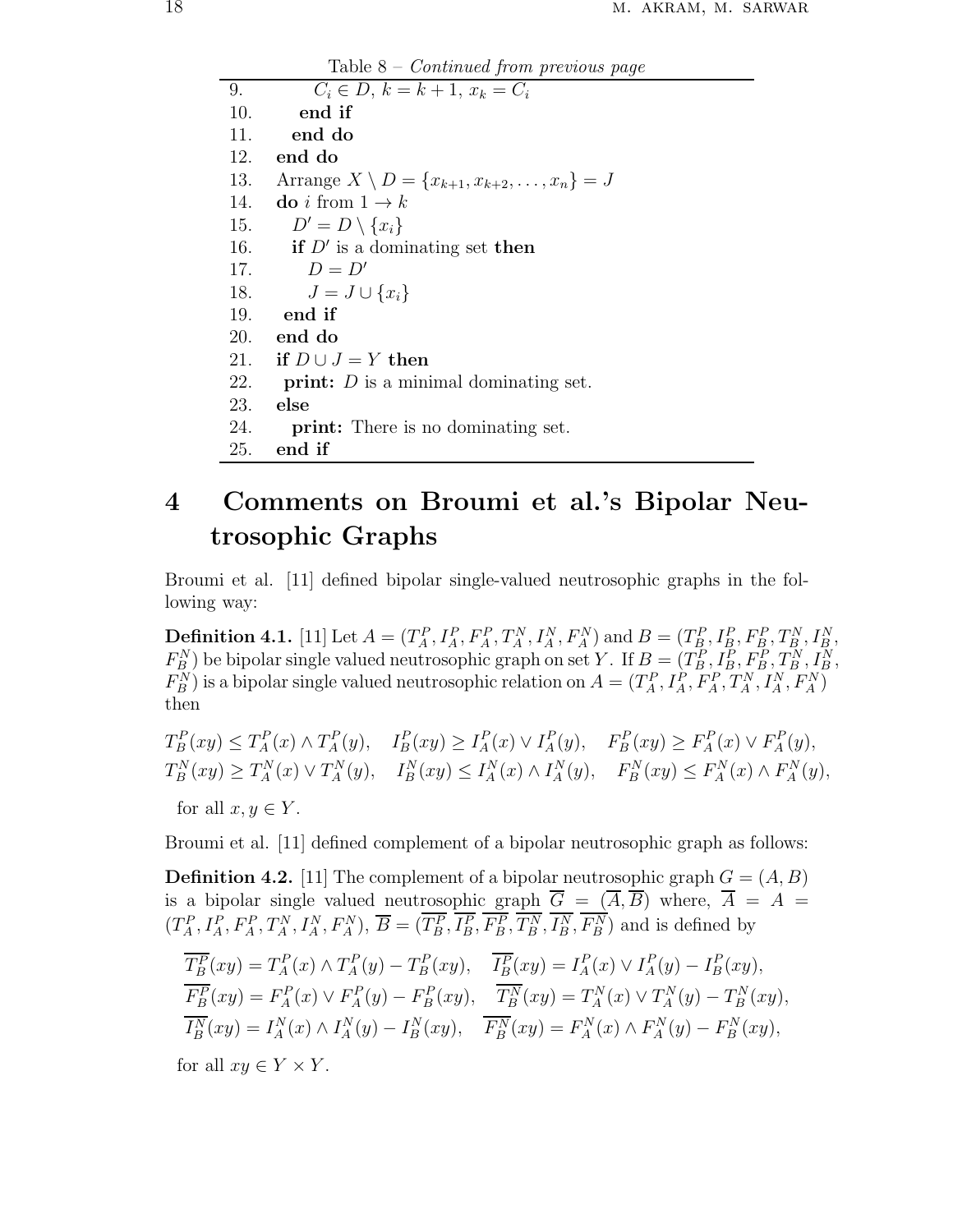Table 8 – *Continued from previous page*

| | |
|---|---|
| 9. | $C_i \in D$, $k = k+1$, $x_k = C_i$ |
| 10. | **end if** |
| 11. | **end do** |
| 12. | **end do** |
| 13. | Arrange $X \setminus D = \{x_{k+1}, x_{k+2}, \ldots, x_n\} = J$ |
| 14. | **do** $i$ from $1 \to k$ |
| 15. | $D' = D \setminus \{x_i\}$ |
| 16. | **if** $D'$ is a dominating set **then** |
| 17. | $D = D'$ |
| 18. | $J = J \cup \{x_i\}$ |
| 19. | **end if** |
| 20. | **end do** |
| 21. | **if** $D \cup J = Y$ **then** |
| 22. | **print:** $D$ is a minimal dominating set. |
| 23. | **else** |
| 24. | **print:** There is no dominating set. |
| 25. | **end if** |

# 4 Comments on Broumi et al.'s Bipolar Neutrosophic Graphs

Broumi et al. [11] defined bipolar single-valued neutrosophic graphs in the following way:

**Definition 4.1.** [11] Let $A = (T_A^P, I_A^P, F_A^P, T_A^N, I_A^N, F_A^N)$ and $B = (T_B^P, I_B^P, F_B^P, T_B^N, I_B^N, F_B^N)$ be bipolar single valued neutrosophic graph on set $Y$. If $B = (T_B^P, I_B^P, F_B^P, T_B^N, I_B^N, F_B^N)$ is a bipolar single valued neutrosophic relation on $A = (T_A^P, I_A^P, F_A^P, T_A^N, I_A^N, F_A^N)$ then

$$T_B^P(xy) \leq T_A^P(x) \wedge T_A^P(y), \quad I_B^P(xy) \geq I_A^P(x) \vee I_A^P(y), \quad F_B^P(xy) \geq F_A^P(x) \vee F_A^P(y),$$
$$T_B^N(xy) \geq T_A^N(x) \vee T_A^N(y), \quad I_B^N(xy) \leq I_A^N(x) \wedge I_A^N(y), \quad F_B^N(xy) \leq F_A^N(x) \wedge F_A^N(y),$$

for all $x, y \in Y$.

Broumi et al. [11] defined complement of a bipolar neutrosophic graph as follows:

**Definition 4.2.** [11] The complement of a bipolar neutrosophic graph $G = (A, B)$ is a bipolar single valued neutrosophic graph $\overline{G} = (\overline{A}, \overline{B})$ where, $\overline{A} = A = (T_A^P, I_A^P, F_A^P, T_A^N, I_A^N, F_A^N)$, $\overline{B} = (\overline{T_B^P}, \overline{I_B^P}, \overline{F_B^P}, \overline{T_B^N}, \overline{I_B^N}, \overline{F_B^N})$ and is defined by

$$\overline{T_B^P}(xy) = T_A^P(x) \wedge T_A^P(y) - T_B^P(xy), \quad \overline{I_B^P}(xy) = I_A^P(x) \vee I_A^P(y) - I_B^P(xy),$$
$$\overline{F_B^P}(xy) = F_A^P(x) \vee F_A^P(y) - F_B^P(xy), \quad \overline{T_B^N}(xy) = T_A^N(x) \vee T_A^N(y) - T_B^N(xy),$$
$$\overline{I_B^N}(xy) = I_A^N(x) \wedge I_A^N(y) - I_B^N(xy), \quad \overline{F_B^N}(xy) = F_A^N(x) \wedge F_A^N(y) - F_B^N(xy),$$

for all $xy \in Y \times Y$.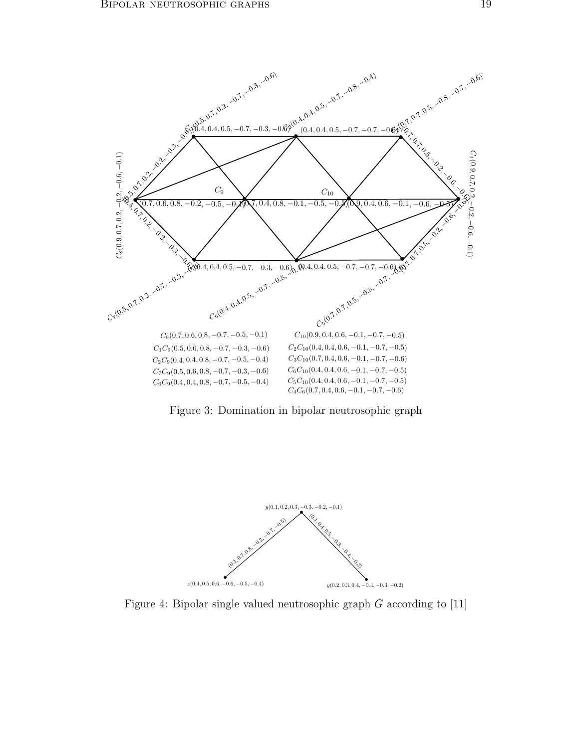$C_9(0.7, 0.6, 0.8, -0.7, -0.5, -0.1)$

$C_1C_9(0.5, 0.6, 0.8, -0.7, -0.3, -0.6)$

$C_2C_9(0.4, 0.4, 0.8, -0.7, -0.5, -0.4)$

$C_7C_9(0.5, 0.6, 0.8, -0.7, -0.3, -0.6)$

$C_6C_9(0.4, 0.4, 0.8, -0.7, -0.5, -0.4)$

$C_{10}(0.9, 0.4, 0.6, -0.1, -0.7, -0.5)$

$C_2C_{10}(0.4, 0.4, 0.6, -0.1, -0.7, -0.5)$

$C_3C_{10}(0.7, 0.4, 0.6, -0.1, -0.7, -0.6)$

$C_6C_{10}(0.4, 0.4, 0.6, -0.1, -0.7, -0.5)$

$C_5C_{10}(0.4, 0.4, 0.6, -0.1, -0.7, -0.5)$

$C_4C_6(0.7, 0.4, 0.6, -0.1, -0.7, -0.6)$

Figure 3: Domination in bipolar neutrosophic graph

Figure 4: Bipolar single valued neutrosophic graph $G$ according to [11]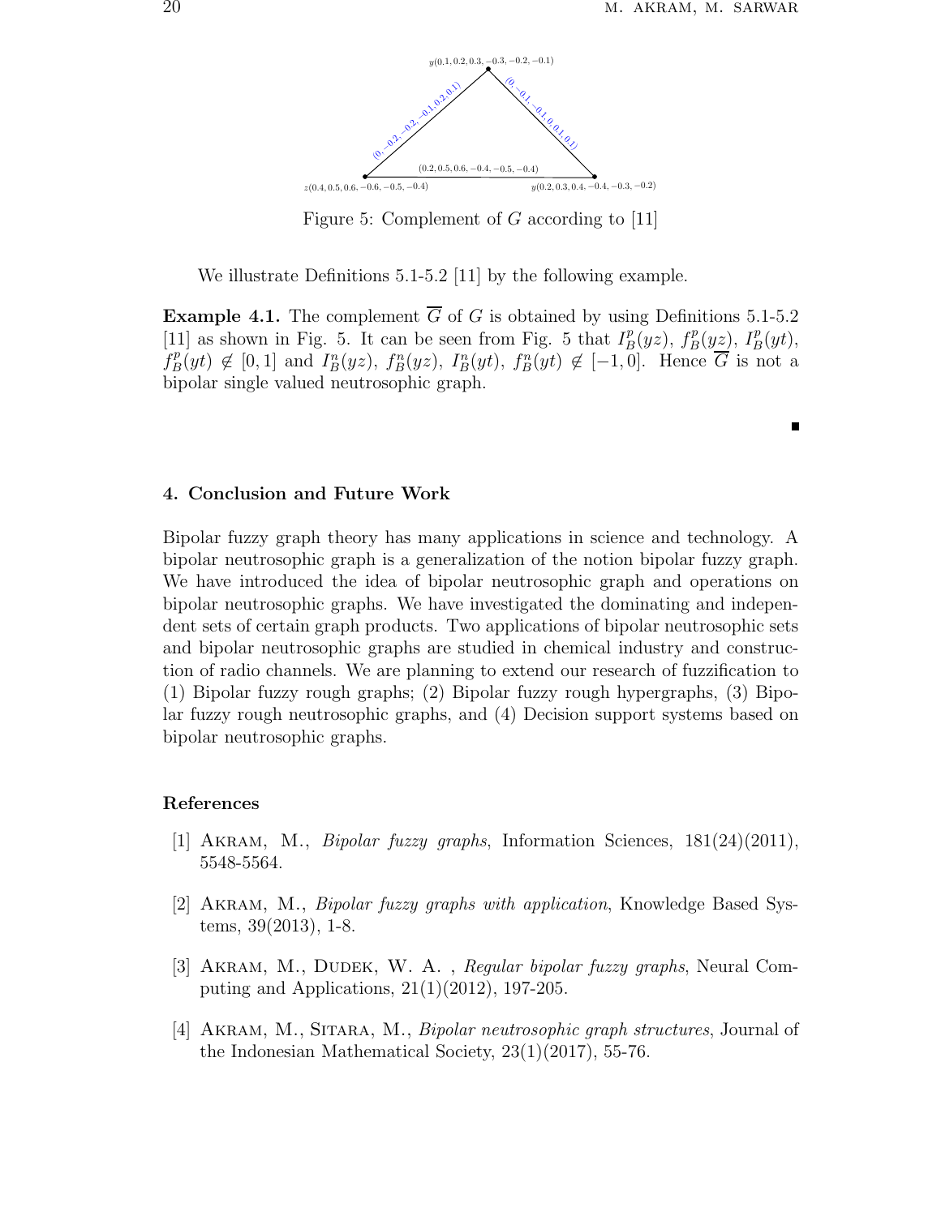Figure 5: Complement of $G$ according to [11]

We illustrate Definitions 5.1-5.2 [11] by the following example.

**Example 4.1.** The complement $\overline{G}$ of $G$ is obtained by using Definitions 5.1-5.2 [11] as shown in Fig. 5. It can be seen from Fig. 5 that $I_B^p(yz)$, $f_B^p(yz)$, $I_B^p(yt)$, $f_B^p(yt) \notin [0,1]$ and $I_B^n(yz)$, $f_B^n(yz)$, $I_B^n(yt)$, $f_B^n(yt) \notin [-1,0]$. Hence $\overline{G}$ is not a bipolar single valued neutrosophic graph.

■

## 4. Conclusion and Future Work

Bipolar fuzzy graph theory has many applications in science and technology. A bipolar neutrosophic graph is a generalization of the notion bipolar fuzzy graph. We have introduced the idea of bipolar neutrosophic graph and operations on bipolar neutrosophic graphs. We have investigated the dominating and independent sets of certain graph products. Two applications of bipolar neutrosophic sets and bipolar neutrosophic graphs are studied in chemical industry and construction of radio channels. We are planning to extend our research of fuzzification to (1) Bipolar fuzzy rough graphs; (2) Bipolar fuzzy rough hypergraphs, (3) Bipolar fuzzy rough neutrosophic graphs, and (4) Decision support systems based on bipolar neutrosophic graphs.

## References

[1] Akram, M., *Bipolar fuzzy graphs*, Information Sciences, 181(24)(2011), 5548-5564.

[2] Akram, M., *Bipolar fuzzy graphs with application*, Knowledge Based Systems, 39(2013), 1-8.

[3] Akram, M., Dudek, W. A. , *Regular bipolar fuzzy graphs*, Neural Computing and Applications, 21(1)(2012), 197-205.

[4] Akram, M., Sitara, M., *Bipolar neutrosophic graph structures*, Journal of the Indonesian Mathematical Society, 23(1)(2017), 55-76.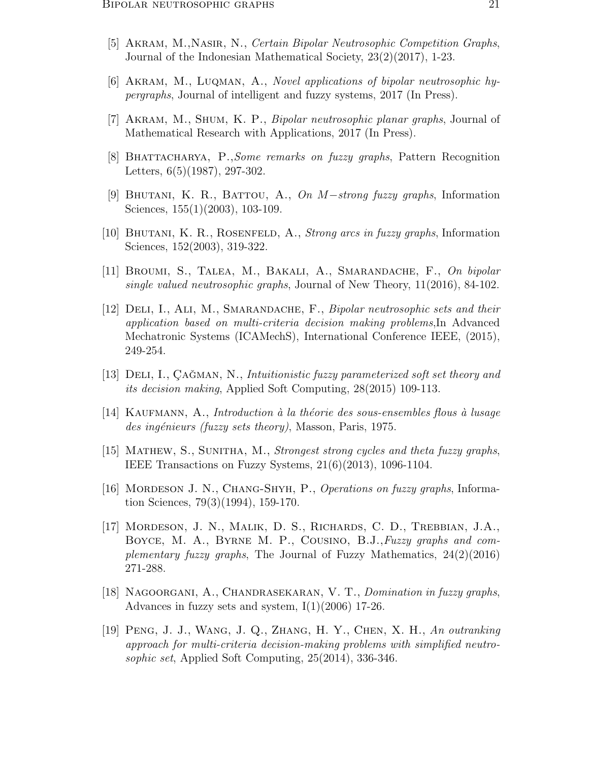[5] Akram, M.,Nasir, N., *Certain Bipolar Neutrosophic Competition Graphs*, Journal of the Indonesian Mathematical Society, 23(2)(2017), 1-23.

[6] Akram, M., Luqman, A., *Novel applications of bipolar neutrosophic hypergraphs*, Journal of intelligent and fuzzy systems, 2017 (In Press).

[7] Akram, M., Shum, K. P., *Bipolar neutrosophic planar graphs*, Journal of Mathematical Research with Applications, 2017 (In Press).

[8] Bhattacharya, P.,*Some remarks on fuzzy graphs*, Pattern Recognition Letters, 6(5)(1987), 297-302.

[9] Bhutani, K. R., Battou, A., *On $M-$strong fuzzy graphs*, Information Sciences, 155(1)(2003), 103-109.

[10] Bhutani, K. R., Rosenfeld, A., *Strong arcs in fuzzy graphs*, Information Sciences, 152(2003), 319-322.

[11] Broumi, S., Talea, M., Bakali, A., Smarandache, F., *On bipolar single valued neutrosophic graphs*, Journal of New Theory, 11(2016), 84-102.

[12] Deli, I., Ali, M., Smarandache, F., *Bipolar neutrosophic sets and their application based on multi-criteria decision making problems*,In Advanced Mechatronic Systems (ICAMechS), International Conference IEEE, (2015), 249-254.

[13] Deli, I., Çağman, N., *Intuitionistic fuzzy parameterized soft set theory and its decision making*, Applied Soft Computing, 28(2015) 109-113.

[14] Kaufmann, A., *Introduction à la théorie des sous-ensembles flous à lusage des ingénieurs (fuzzy sets theory)*, Masson, Paris, 1975.

[15] Mathew, S., Sunitha, M., *Strongest strong cycles and theta fuzzy graphs*, IEEE Transactions on Fuzzy Systems, 21(6)(2013), 1096-1104.

[16] Mordeson J. N., Chang-Shyh, P., *Operations on fuzzy graphs*, Information Sciences, 79(3)(1994), 159-170.

[17] Mordeson, J. N., Malik, D. S., Richards, C. D., Trebbian, J.A., Boyce, M. A., Byrne M. P., Cousino, B.J.,*Fuzzy graphs and complementary fuzzy graphs*, The Journal of Fuzzy Mathematics, 24(2)(2016) 271-288.

[18] Nagoorgani, A., Chandrasekaran, V. T., *Domination in fuzzy graphs*, Advances in fuzzy sets and system, I(1)(2006) 17-26.

[19] Peng, J. J., Wang, J. Q., Zhang, H. Y., Chen, X. H., *An outranking approach for multi-criteria decision-making problems with simplified neutrosophic set*, Applied Soft Computing, 25(2014), 336-346.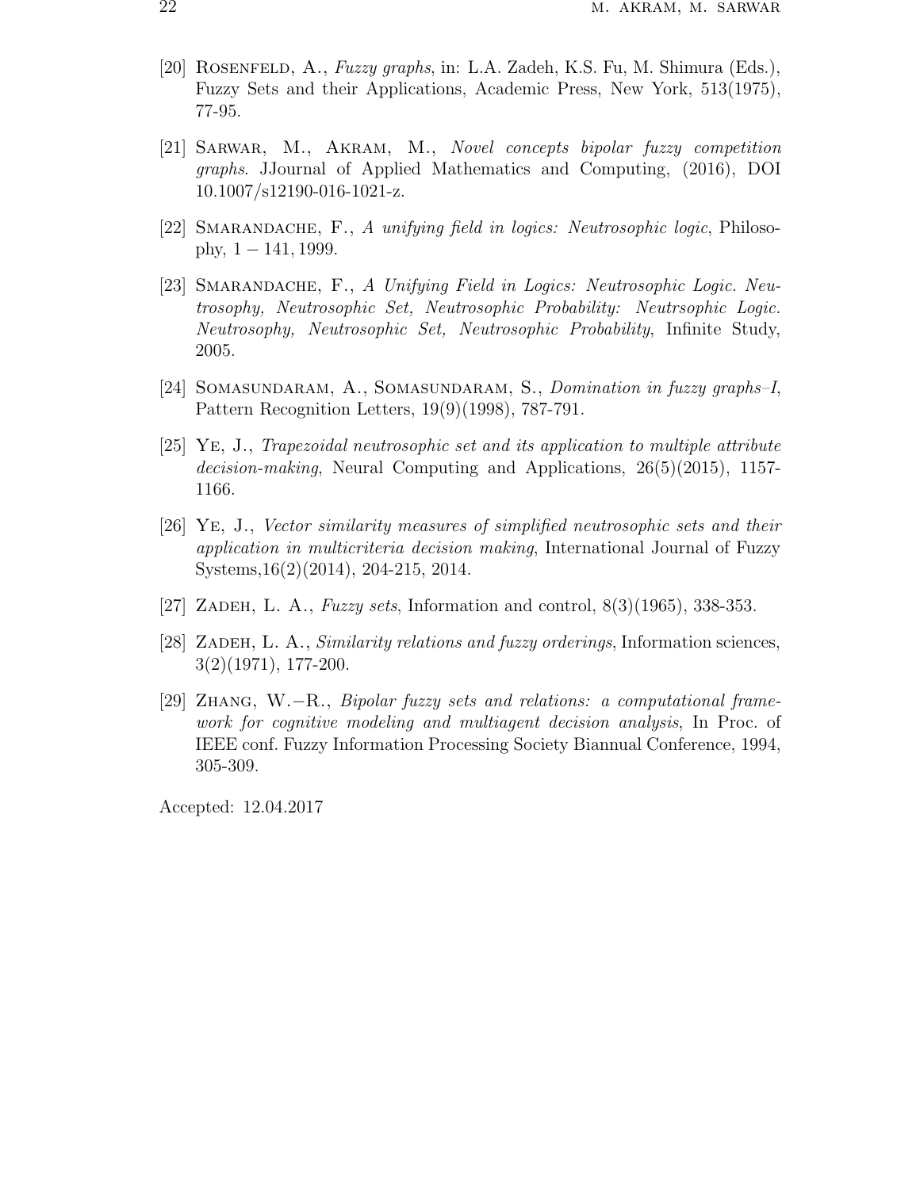[20] Rosenfeld, A., *Fuzzy graphs*, in: L.A. Zadeh, K.S. Fu, M. Shimura (Eds.), Fuzzy Sets and their Applications, Academic Press, New York, 513(1975), 77-95.

[21] Sarwar, M., Akram, M., *Novel concepts bipolar fuzzy competition graphs*. JJournal of Applied Mathematics and Computing, (2016), DOI 10.1007/s12190-016-1021-z.

[22] Smarandache, F., *A unifying field in logics: Neutrosophic logic*, Philosophy, $1 - 141, 1999$.

[23] Smarandache, F., *A Unifying Field in Logics: Neutrosophic Logic. Neutrosophy, Neutrosophic Set, Neutrosophic Probability: Neutrsophic Logic. Neutrosophy, Neutrosophic Set, Neutrosophic Probability*, Infinite Study, 2005.

[24] Somasundaram, A., Somasundaram, S., *Domination in fuzzy graphs–I*, Pattern Recognition Letters, 19(9)(1998), 787-791.

[25] Ye, J., *Trapezoidal neutrosophic set and its application to multiple attribute decision-making*, Neural Computing and Applications, 26(5)(2015), 1157-1166.

[26] Ye, J., *Vector similarity measures of simplified neutrosophic sets and their application in multicriteria decision making*, International Journal of Fuzzy Systems,16(2)(2014), 204-215, 2014.

[27] Zadeh, L. A., *Fuzzy sets*, Information and control, 8(3)(1965), 338-353.

[28] Zadeh, L. A., *Similarity relations and fuzzy orderings*, Information sciences, 3(2)(1971), 177-200.

[29] Zhang, W.−R., *Bipolar fuzzy sets and relations: a computational framework for cognitive modeling and multiagent decision analysis*, In Proc. of IEEE conf. Fuzzy Information Processing Society Biannual Conference, 1994, 305-309.

Accepted: 12.04.2017